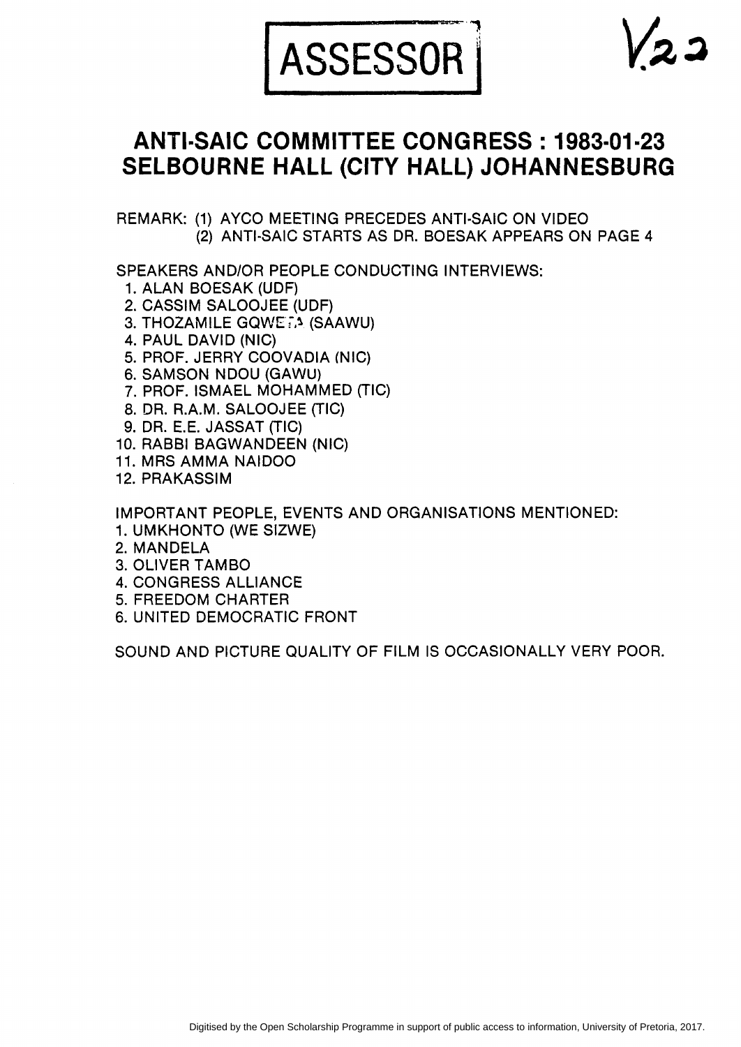ASSESSOR

V.22

# ANTI-SAIC COMMITTEE CONGRESS : 1983-01-23
# SELBOURNE HALL (CITY HALL) JOHANNESBURG

REMARK: (1) AYCO MEETING PRECEDES ANTI-SAIC ON VIDEO
(2) ANTI-SAIC STARTS AS DR. BOESAK APPEARS ON PAGE 4

SPEAKERS AND/OR PEOPLE CONDUCTING INTERVIEWS:

1. ALAN BOESAK (UDF)
2. CASSIM SALOOJEE (UDF)
3. THOZAMILE GQWETA (SAAWU)
4. PAUL DAVID (NIC)
5. PROF. JERRY COOVADIA (NIC)
6. SAMSON NDOU (GAWU)
7. PROF. ISMAEL MOHAMMED (TIC)
8. DR. R.A.M. SALOOJEE (TIC)
9. DR. E.E. JASSAT (TIC)
10. RABBI BAGWANDEEN (NIC)
11. MRS AMMA NAIDOO
12. PRAKASSIM

IMPORTANT PEOPLE, EVENTS AND ORGANISATIONS MENTIONED:

1. UMKHONTO (WE SIZWE)
2. MANDELA
3. OLIVER TAMBO
4. CONGRESS ALLIANCE
5. FREEDOM CHARTER
6. UNITED DEMOCRATIC FRONT

SOUND AND PICTURE QUALITY OF FILM IS OCCASIONALLY VERY POOR.

Digitised by the Open Scholarship Programme in support of public access to information, University of Pretoria, 2017.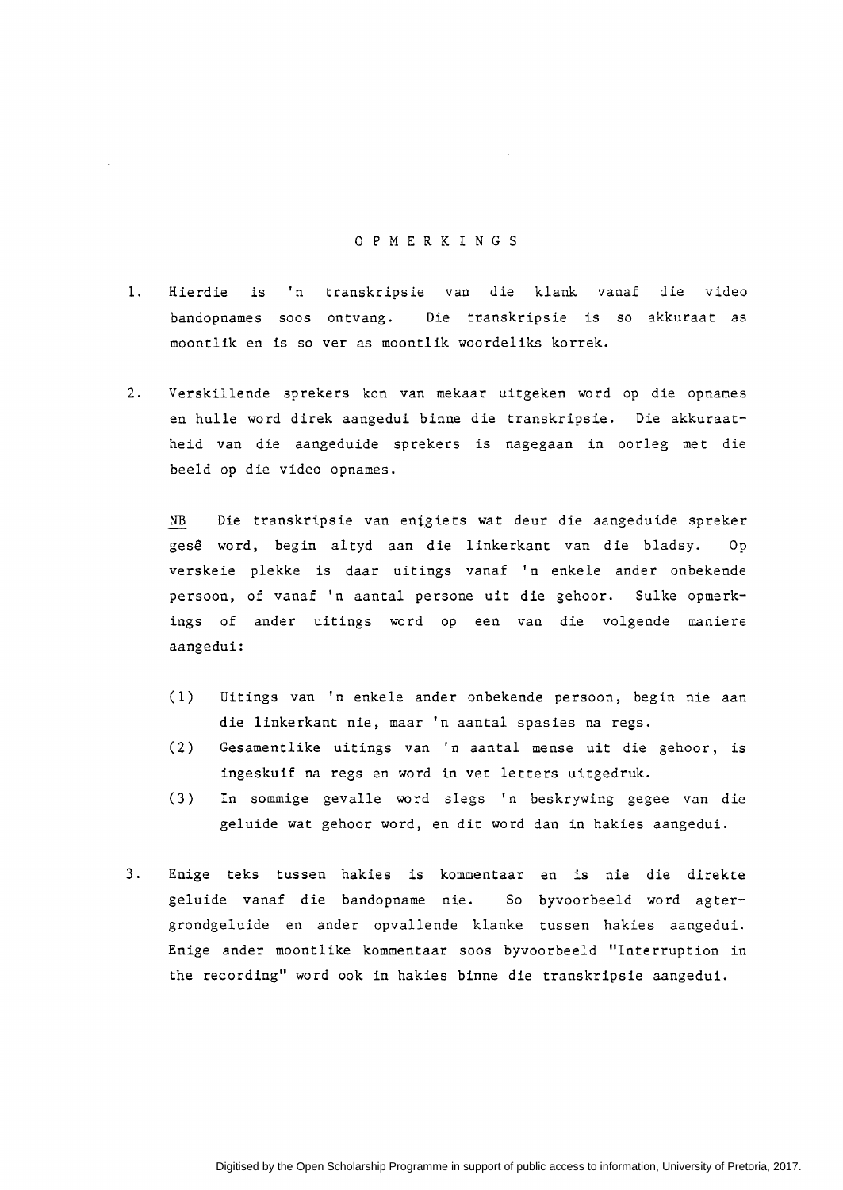# O P M E R K I N G S

1. Hierdie is 'n transkripsie van die klank vanaf die video bandopnames soos ontvang. Die transkripsie is so akkuraat as moontlik en is so ver as moontlik woordeliks korrek.

2. Verskillende sprekers kon van mekaar uitgeken word op die opnames en hulle word direk aangedui binne die transkripsie. Die akkuraatheid van die aangeduide sprekers is nagegaan in oorleg met die beeld op die video opnames.

   NB Die transkripsie van enigiets wat deur die aangeduide spreker gesê word, begin altyd aan die linkerkant van die bladsy. Op verskeie plekke is daar uitings vanaf 'n enkele ander onbekende persoon, of vanaf 'n aantal persone uit die gehoor. Sulke opmerkings of ander uitings word op een van die volgende maniere aangedui:

   (1) Uitings van 'n enkele ander onbekende persoon, begin nie aan die linkerkant nie, maar 'n aantal spasies na regs.

   (2) Gesamentlike uitings van 'n aantal mense uit die gehoor, is ingeskuif na regs en word in vet letters uitgedruk.

   (3) In sommige gevalle word slegs 'n beskrywing gegee van die geluide wat gehoor word, en dit word dan in hakies aangedui.

3. Enige teks tussen hakies is kommentaar en is nie die direkte geluide vanaf die bandopname nie. So byvoorbeeld word agtergrondgeluide en ander opvallende klanke tussen hakies aangedui. Enige ander moontlike kommentaar soos byvoorbeeld "Interruption in the recording" word ook in hakies binne die transkripsie aangedui.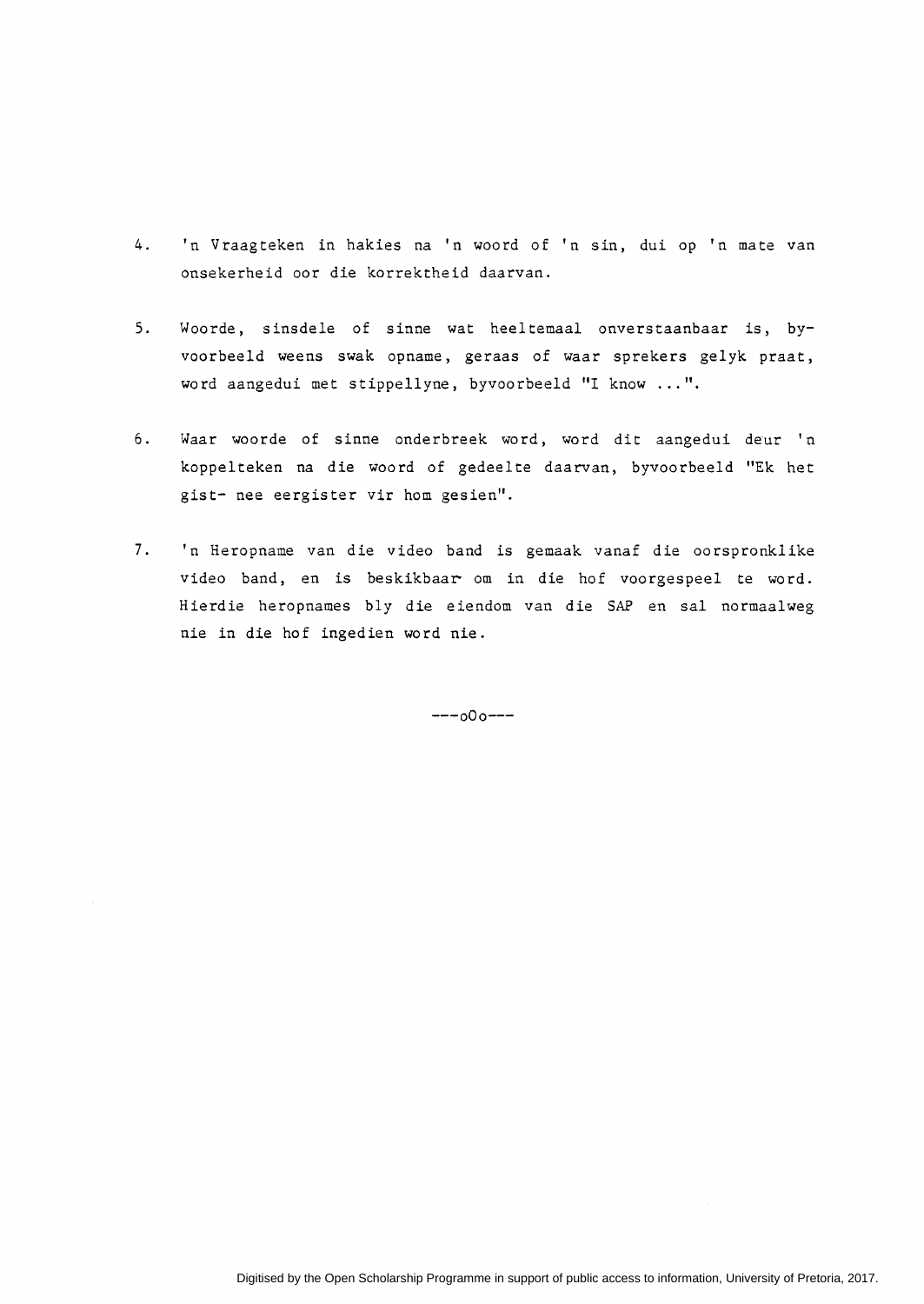4. 'n Vraagteken in hakies na 'n woord of 'n sin, dui op 'n mate van onsekerheid oor die korrektheid daarvan.

5. Woorde, sinsdele of sinne wat heeltemaal onverstaanbaar is, byvoorbeeld weens swak opname, geraas of waar sprekers gelyk praat, word aangedui met stippellyne, byvoorbeeld "I know ...".

6. Waar woorde of sinne onderbreek word, word dit aangedui deur 'n koppelteken na die woord of gedeelte daarvan, byvoorbeeld "Ek het gist- nee eergister vir hom gesien".

7. 'n Heropname van die video band is gemaak vanaf die oorspronklike video band, en is beskikbaar om in die hof voorgespeel te word. Hierdie heropnames bly die eiendom van die SAP en sal normaalweg nie in die hof ingedien word nie.

---oOo---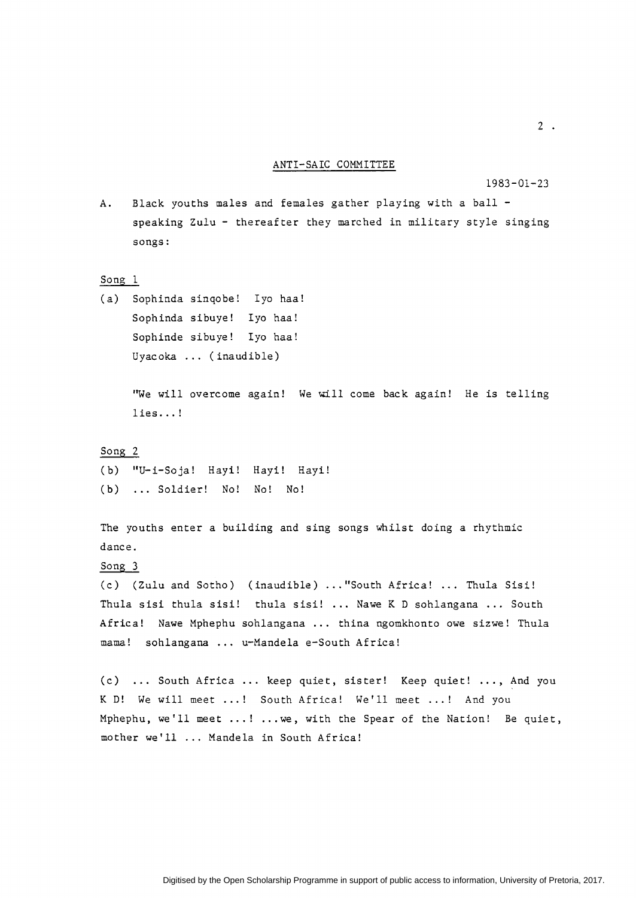## ANTI-SAIC COMMITTEE

1983-01-23

A. Black youths males and females gather playing with a ball - speaking Zulu - thereafter they marched in military style singing songs:

Song 1

(a) Sophinda sinqobe! Iyo haa!
Sophinda sibuye! Iyo haa!
Sophinde sibuye! Iyo haa!
Uyacoka ... (inaudible)

"We will overcome again! We will come back again! He is telling lies...!

Song 2

(b) "U-i-Soja! Hayi! Hayi! Hayi!
(b) ... Soldier! No! No! No!

The youths enter a building and sing songs whilst doing a rhythmic dance.

Song 3

(c) (Zulu and Sotho) (inaudible) ..."South Africa! ... Thula Sisi! Thula sisi thula sisi! thula sisi! ... Nawe K D sohlangana ... South Africa! Nawe Mphephu sohlangana ... thina ngomkhonto owe sizwe! Thula mama! sohlangana ... u-Mandela e-South Africa!

(c) ... South Africa ... keep quiet, sister! Keep quiet! ..., And you K D! We will meet ...! South Africa! We'll meet ...! And you Mphephu, we'll meet ...! ...we, with the Spear of the Nation! Be quiet, mother we'll ... Mandela in South Africa!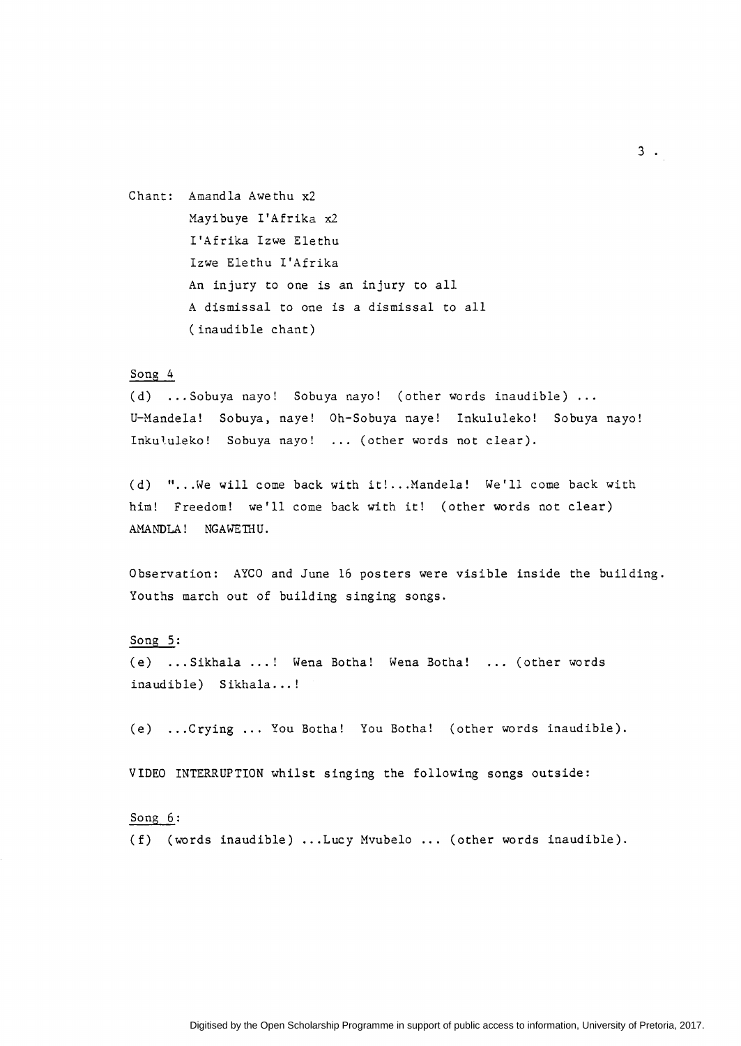Chant: Amandla Awethu x2
Mayibuye I'Afrika x2
I'Afrika Izwe Elethu
Izwe Elethu I'Afrika
An injury to one is an injury to all
A dismissal to one is a dismissal to all
(inaudible chant)

Song 4

(d) ...Sobuya nayo! Sobuya nayo! (other words inaudible) ...
U-Mandela! Sobuya, naye! Oh-Sobuya naye! Inkululeko! Sobuya nayo!
Inkululeko! Sobuya nayo! ... (other words not clear).

(d) "...We will come back with it!...Mandela! We'll come back with him! Freedom! we'll come back with it! (other words not clear)
AMANDLA! NGAWETHU.

Observation: AYCO and June 16 posters were visible inside the building.
Youths march out of building singing songs.

Song 5:

(e) ...Sikhala ...! Wena Botha! Wena Botha! ... (other words inaudible) Sikhala...!

(e) ...Crying ... You Botha! You Botha! (other words inaudible).

VIDEO INTERRUPTION whilst singing the following songs outside:

Song 6:

(f) (words inaudible) ...Lucy Mvubelo ... (other words inaudible).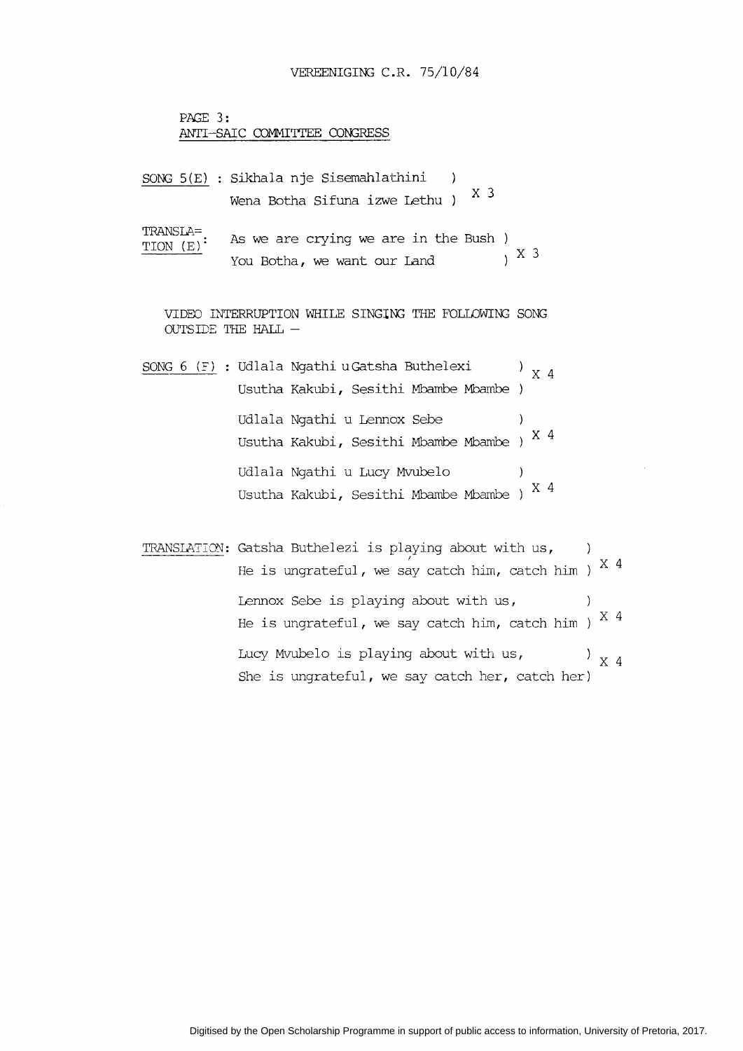VEREENIGING C.R. 75/10/84

PAGE 3:
ANTI-SAIC COMMITTEE CONGRESS

SONG 5(E) : Sikhala nje Sisemahlathini )
Wena Botha Sifuna izwe Lethu ) X 3

TRANSLATION (E): As we are crying we are in the Bush )
You Botha, we want our Land ) X 3

VIDEO INTERRUPTION WHILE SINGING THE FOLLOWING SONG OUTSIDE THE HALL –

SONG 6 (F) : Udlala Ngathi uGatsha Buthelexi ) X 4
Usutha Kakubi, Sesithi Mbambe Mbambe )

Udlala Ngathi u Lennox Sebe )
Usutha Kakubi, Sesithi Mbambe Mbambe ) X 4

Udlala Ngathi u Lucy Mvubelo )
Usutha Kakubi, Sesithi Mbambe Mbambe ) X 4

TRANSLATION: Gatsha Buthelezi is playing about with us, )
He is ungrateful, we say catch him, catch him ) X 4

Lennox Sebe is playing about with us, )
He is ungrateful, we say catch him, catch him ) X 4

Lucy Mvubelo is playing about with us, ) X 4
She is ungrateful, we say catch her, catch her)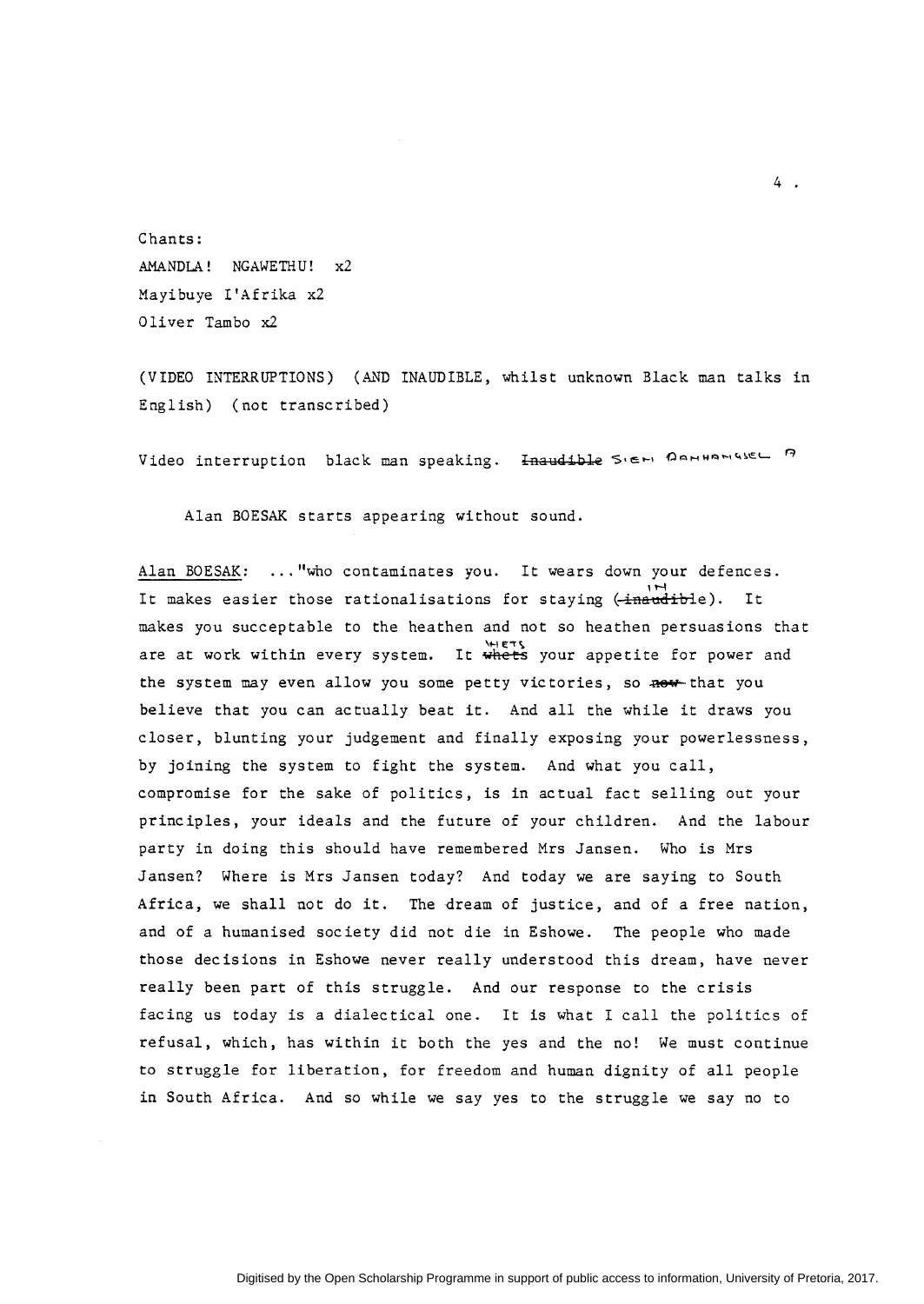Chants:
AMANDLA! NGAWETHU! x2
Mayibuye I'Afrika x2
Oliver Tambo x2

(VIDEO INTERRUPTIONS) (AND INAUDIBLE, whilst unknown Black man talks in English) (not transcribed)

Video interruption black man speaking. ~~Inaudible~~ SIEN AANHANGSEL A

Alan BOESAK starts appearing without sound.

Alan BOESAK: ..."who contaminates you. It wears down your defences. It makes easier those rationalisations for staying (~~inaudible~~ in). It makes you succeptable to the heathen and not so heathen persuasions that are at work within every system. It ~~whets~~ WHETS your appetite for power and the system may even allow you some petty victories, so ~~now~~ that you believe that you can actually beat it. And all the while it draws you closer, blunting your judgement and finally exposing your powerlessness, by joining the system to fight the system. And what you call, compromise for the sake of politics, is in actual fact selling out your principles, your ideals and the future of your children. And the labour party in doing this should have remembered Mrs Jansen. Who is Mrs Jansen? Where is Mrs Jansen today? And today we are saying to South Africa, we shall not do it. The dream of justice, and of a free nation, and of a humanised society did not die in Eshowe. The people who made those decisions in Eshowe never really understood this dream, have never really been part of this struggle. And our response to the crisis facing us today is a dialectical one. It is what I call the politics of refusal, which, has within it both the yes and the no! We must continue to struggle for liberation, for freedom and human dignity of all people in South Africa. And so while we say yes to the struggle we say no to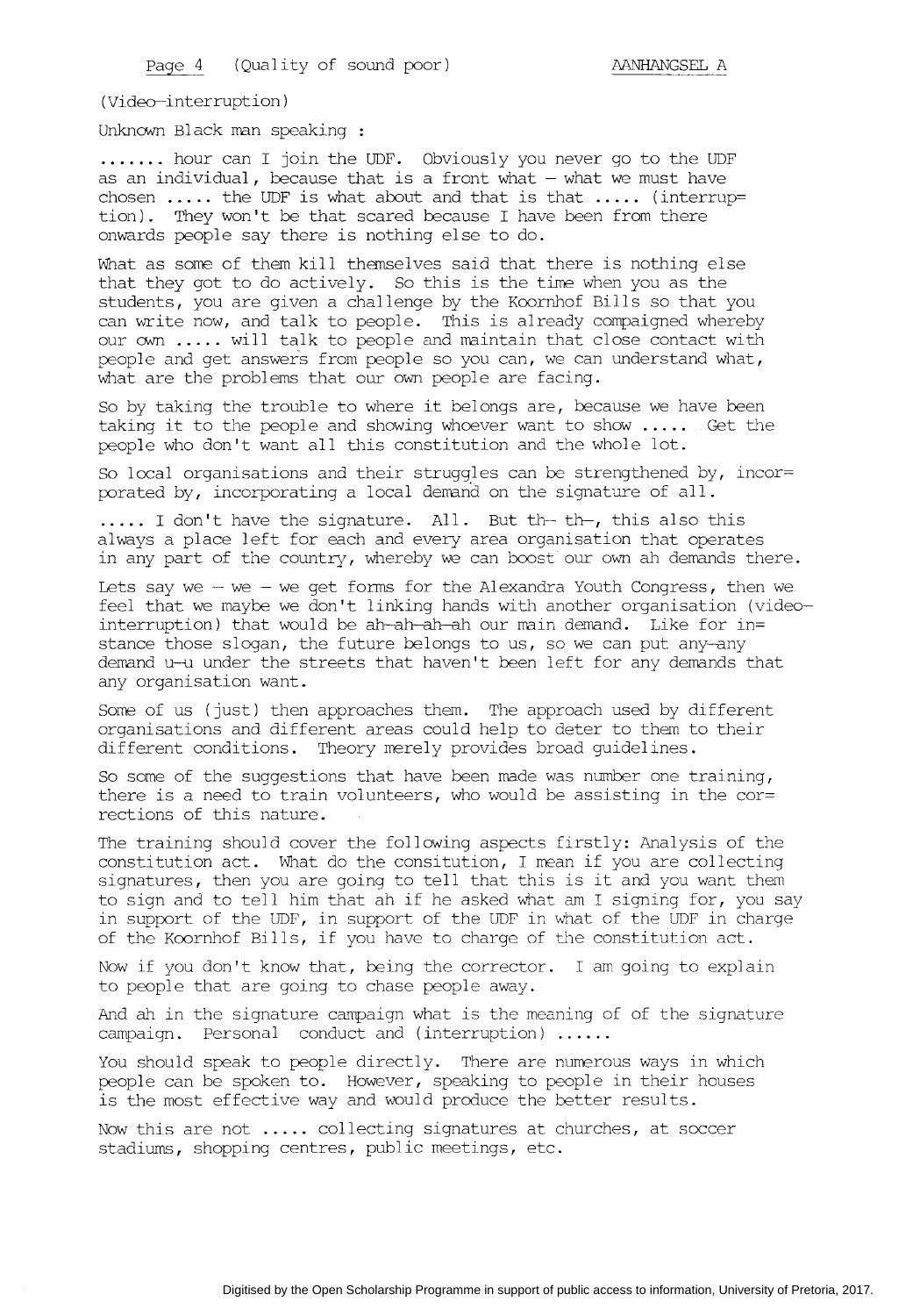Page 4 (Quality of sound poor) AANHANGSEL A

(Video-interruption)

Unknown Black man speaking :

....... hour can I join the UDF. Obviously you never go to the UDF as an individual, because that is a front what - what we must have chosen ..... the UDF is what about and that is that ..... (interrup= tion). They won't be that scared because I have been from there onwards people say there is nothing else to do.

What as some of them kill themselves said that there is nothing else that they got to do actively. So this is the time when you as the students, you are given a challenge by the Koornhof Bills so that you can write now, and talk to people. This is already compaigned whereby our own ..... will talk to people and maintain that close contact with people and get answers from people so you can, we can understand what, what are the problems that our own people are facing.

So by taking the trouble to where it belongs are, because we have been taking it to the people and showing whoever want to show ..... Get the people who don't want all this constitution and the whole lot.

So local organisations and their struggles can be strengthened by, incor= porated by, incorporating a local demand on the signature of all.

..... I don't have the signature. All. But th- th-, this also this always a place left for each and every area organisation that operates in any part of the country, whereby we can boost our own ah demands there.

Lets say we - we - we get forms for the Alexandra Youth Congress, then we feel that we maybe we don't linking hands with another organisation (video-interruption) that would be ah-ah-ah-ah our main demand. Like for in= stance those slogan, the future belongs to us, so we can put any-any demand u-u under the streets that haven't been left for any demands that any organisation want.

Some of us (just) then approaches them. The approach used by different organisations and different areas could help to deter to them to their different conditions. Theory merely provides broad guidelines.

So some of the suggestions that have been made was number one training, there is a need to train volunteers, who would be assisting in the cor= rections of this nature.

The training should cover the following aspects firstly: Analysis of the constitution act. What do the consitution, I mean if you are collecting signatures, then you are going to tell that this is it and you want them to sign and to tell him that ah if he asked what am I signing for, you say in support of the UDF, in support of the UDF in what of the UDF in charge of the Koornhof Bills, if you have to charge of the constitution act.

Now if you don't know that, being the corrector. I am going to explain to people that are going to chase people away.

And ah in the signature campaign what is the meaning of of the signature campaign. Personal conduct and (interruption) ......

You should speak to people directly. There are numerous ways in which people can be spoken to. However, speaking to people in their houses is the most effective way and would produce the better results.

Now this are not ..... collecting signatures at churches, at soccer stadiums, shopping centres, public meetings, etc.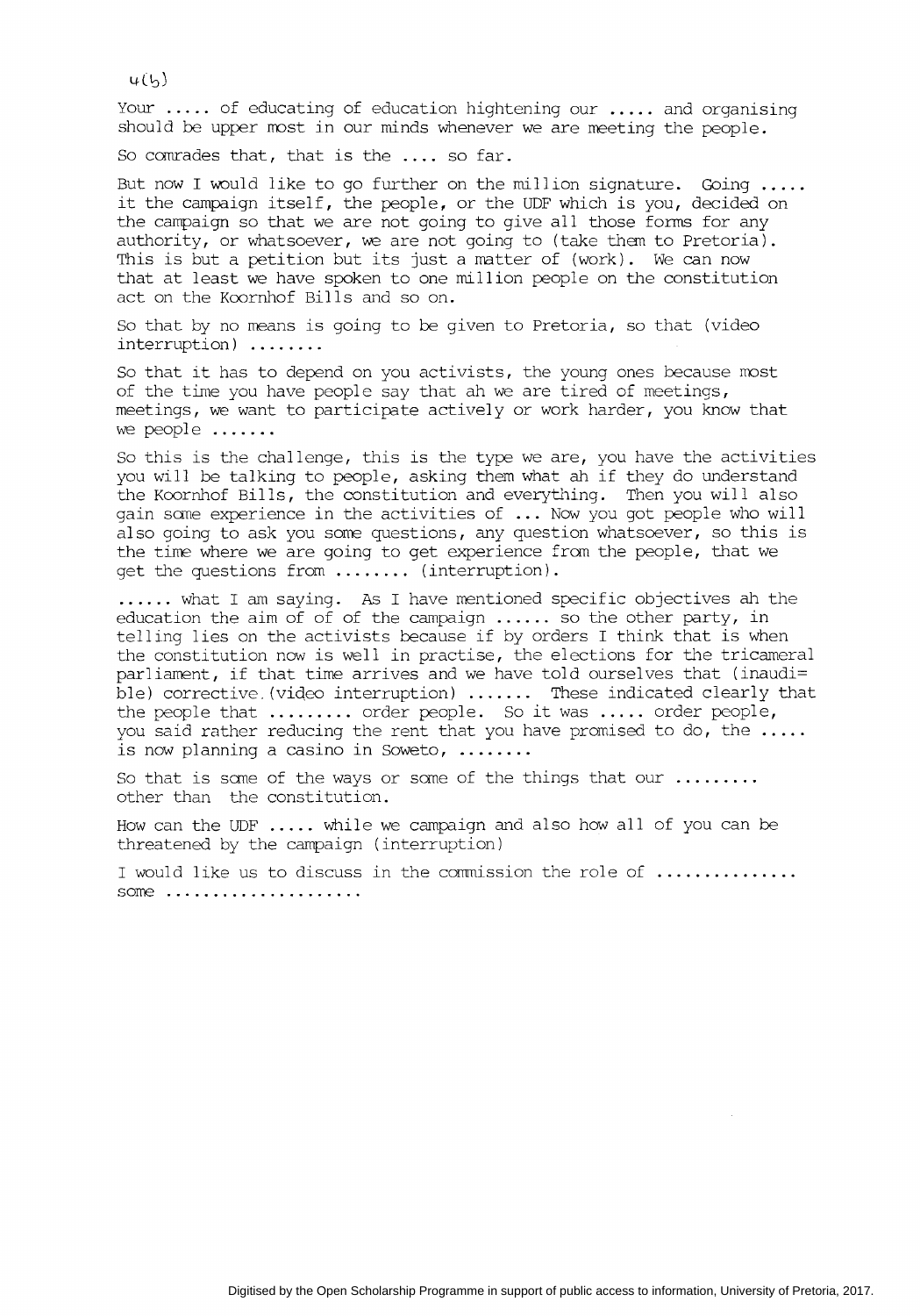4(b)

Your ..... of educating of education hightening our ..... and organising should be upper most in our minds whenever we are meeting the people.

So comrades that, that is the .... so far.

But now I would like to go further on the million signature. Going ..... it the campaign itself, the people, or the UDF which is you, decided on the campaign so that we are not going to give all those forms for any authority, or whatsoever, we are not going to (take them to Pretoria). This is but a petition but its just a matter of (work). We can now that at least we have spoken to one million people on the constitution act on the Koornhof Bills and so on.

So that by no means is going to be given to Pretoria, so that (video interruption) ........

So that it has to depend on you activists, the young ones because most of the time you have people say that ah we are tired of meetings, meetings, we want to participate actively or work harder, you know that we people .......

So this is the challenge, this is the type we are, you have the activities you will be talking to people, asking them what ah if they do understand the Koornhof Bills, the constitution and everything. Then you will also gain some experience in the activities of ... Now you got people who will also going to ask you some questions, any question whatsoever, so this is the time where we are going to get experience from the people, that we get the questions from ........ (interruption).

...... what I am saying. As I have mentioned specific objectives ah the education the aim of of of the campaign ...... so the other party, in telling lies on the activists because if by orders I think that is when the constitution now is well in practise, the elections for the tricameral parliament, if that time arrives and we have told ourselves that (inaudible) corrective.(video interruption) ....... These indicated clearly that the people that ......... order people. So it was ..... order people, you said rather reducing the rent that you have promised to do, the ..... is now planning a casino in Soweto, ........

So that is some of the ways or some of the things that our ......... other than the constitution.

How can the UDF ..... while we campaign and also how all of you can be threatened by the campaign (interruption)

I would like us to discuss in the commission the role of .............. some ....................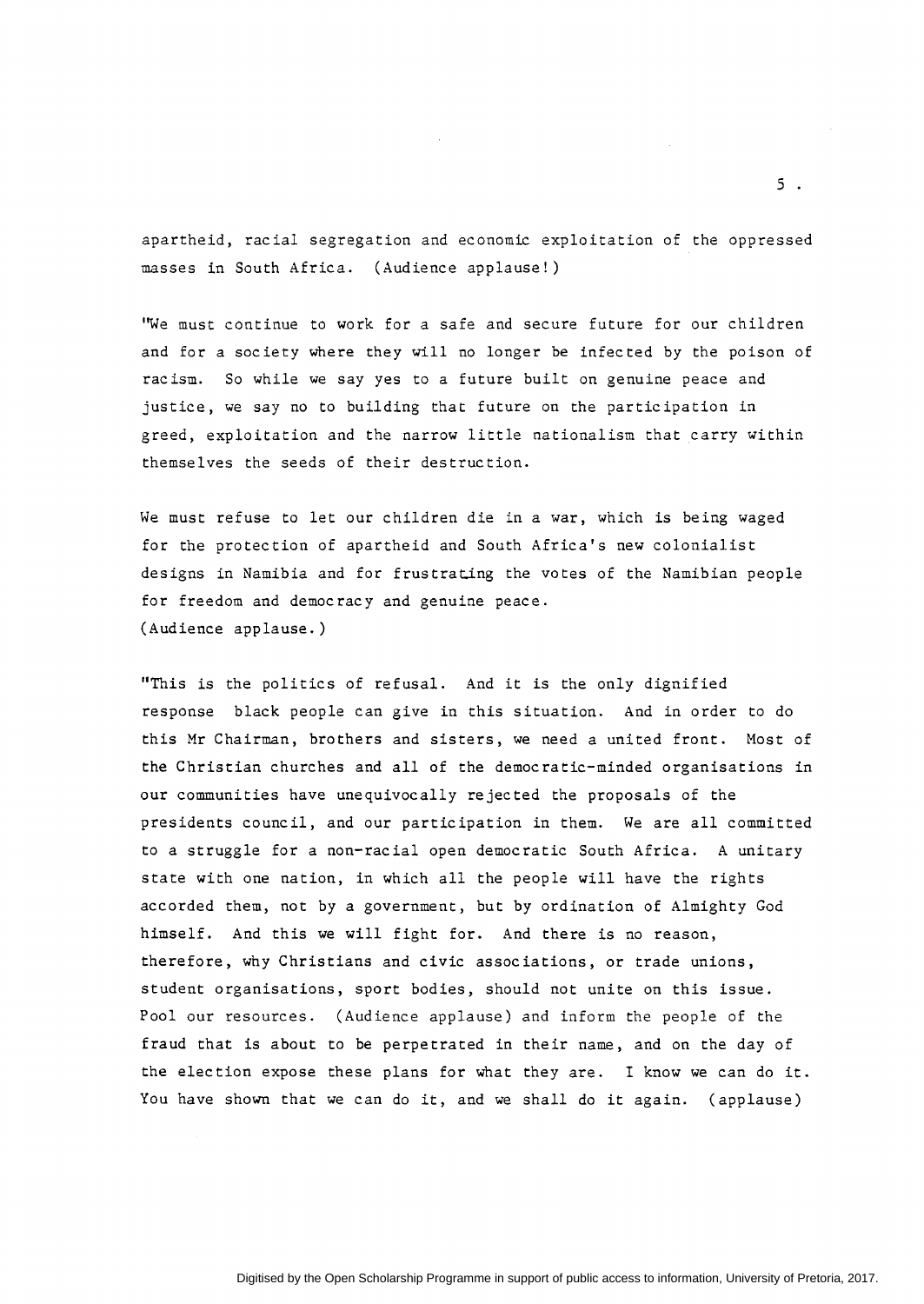apartheid, racial segregation and economic exploitation of the oppressed masses in South Africa. (Audience applause!)

"We must continue to work for a safe and secure future for our children and for a society where they will no longer be infected by the poison of racism. So while we say yes to a future built on genuine peace and justice, we say no to building that future on the participation in greed, exploitation and the narrow little nationalism that carry within themselves the seeds of their destruction.

We must refuse to let our children die in a war, which is being waged for the protection of apartheid and South Africa's new colonialist designs in Namibia and for frustrating the votes of the Namibian people for freedom and democracy and genuine peace.
(Audience applause.)

"This is the politics of refusal. And it is the only dignified response black people can give in this situation. And in order to do this Mr Chairman, brothers and sisters, we need a united front. Most of the Christian churches and all of the democratic-minded organisations in our communities have unequivocally rejected the proposals of the presidents council, and our participation in them. We are all committed to a struggle for a non-racial open democratic South Africa. A unitary state with one nation, in which all the people will have the rights accorded them, not by a government, but by ordination of Almighty God himself. And this we will fight for. And there is no reason, therefore, why Christians and civic associations, or trade unions, student organisations, sport bodies, should not unite on this issue. Pool our resources. (Audience applause) and inform the people of the fraud that is about to be perpetrated in their name, and on the day of the election expose these plans for what they are. I know we can do it. You have shown that we can do it, and we shall do it again. (applause)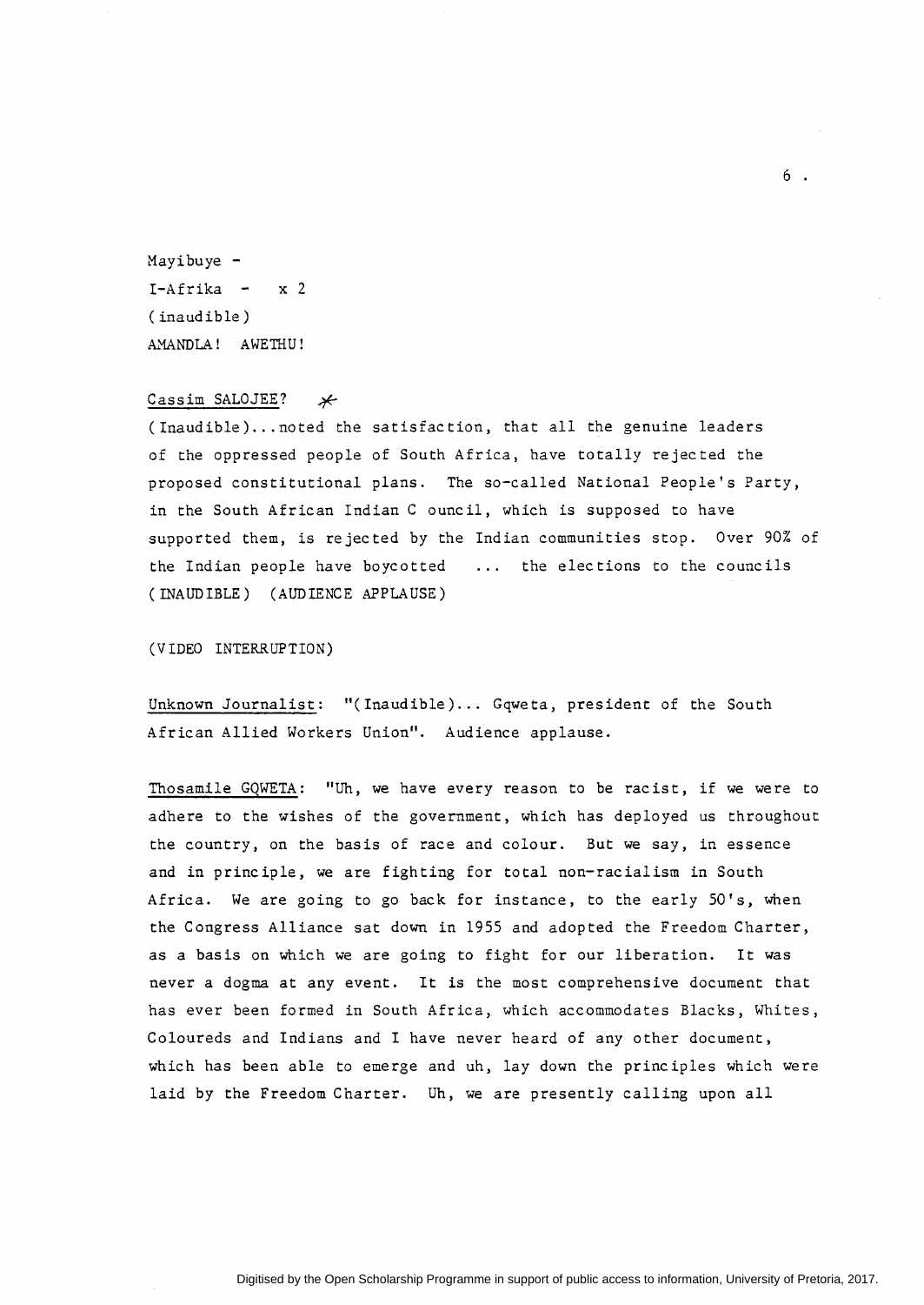Mayibuye -
I-Afrika - x 2
(inaudible)
AMANDLA! AWETHU!

Cassim SALOJEE? ✗

(Inaudible)...noted the satisfaction, that all the genuine leaders of the oppressed people of South Africa, have totally rejected the proposed constitutional plans. The so-called National People's Party, in the South African Indian C ouncil, which is supposed to have supported them, is rejected by the Indian communities stop. Over 90% of the Indian people have boycotted ... the elections to the councils (INAUDIBLE) (AUDIENCE APPLAUSE)

(VIDEO INTERRUPTION)

Unknown Journalist: "(Inaudible)... Gqweta, president of the South African Allied Workers Union". Audience applause.

Thosamile GQWETA: "Uh, we have every reason to be racist, if we were to adhere to the wishes of the government, which has deployed us throughout the country, on the basis of race and colour. But we say, in essence and in principle, we are fighting for total non-racialism in South Africa. We are going to go back for instance, to the early 50's, when the Congress Alliance sat down in 1955 and adopted the Freedom Charter, as a basis on which we are going to fight for our liberation. It was never a dogma at any event. It is the most comprehensive document that has ever been formed in South Africa, which accommodates Blacks, Whites, Coloureds and Indians and I have never heard of any other document, which has been able to emerge and uh, lay down the principles which were laid by the Freedom Charter. Uh, we are presently calling upon all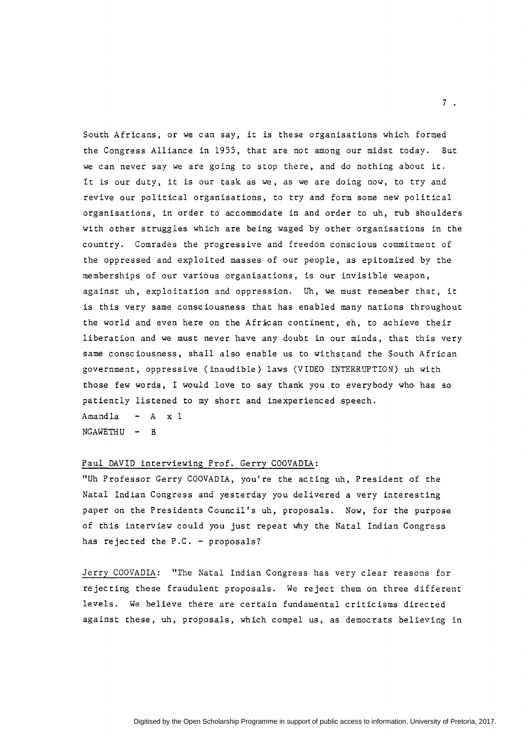South Africans, or we can say, it is these organisations which formed the Congress Alliance in 1955, that are not among our midst today. But we can never say we are going to stop there, and do nothing about it. It is our duty, it is our task as we, as we are doing now, to try and revive our political organisations, to try and form some new political organisations, in order to accommodate in and order to uh, rub shoulders with other struggles which are being waged by other organisations in the country. Comrades the progressive and freedom conscious commitment of the oppressed and exploited masses of our people, as epitomized by the memberships of our various organisations, is our invisible weapon, against uh, exploitation and oppression. Uh, we must remember that, it is this very same consciousness that has enabled many nations throughout the world and even here on the African continent, eh, to achieve their liberation and we must never have any doubt in our minds, that this very same consciousness, shall also enable us to withstand the South African government, oppressive (inaudible) laws (VIDEO INTERRUPTION) uh with those few words, I would love to say thank you to everybody who has so patiently listened to my short and inexperienced speech.

Amandla - A x 1

NGAWETHU - B

Paul DAVID interviewing Prof. Gerry COOVADIA:

"Uh Professor Gerry COOVADIA, you're the acting uh, President of the Natal Indian Congress and yesterday you delivered a very interesting paper on the Presidents Council's uh, proposals. Now, for the purpose of this interview could you just repeat why the Natal Indian Congress has rejected the P.C. - proposals?

Jerry COOVADIA: "The Natal Indian Congress has very clear reasons for rejecting these fraudulent proposals. We reject them on three different levels. We believe there are certain fundamental criticisms directed against these, uh, proposals, which compel us, as democrats believing in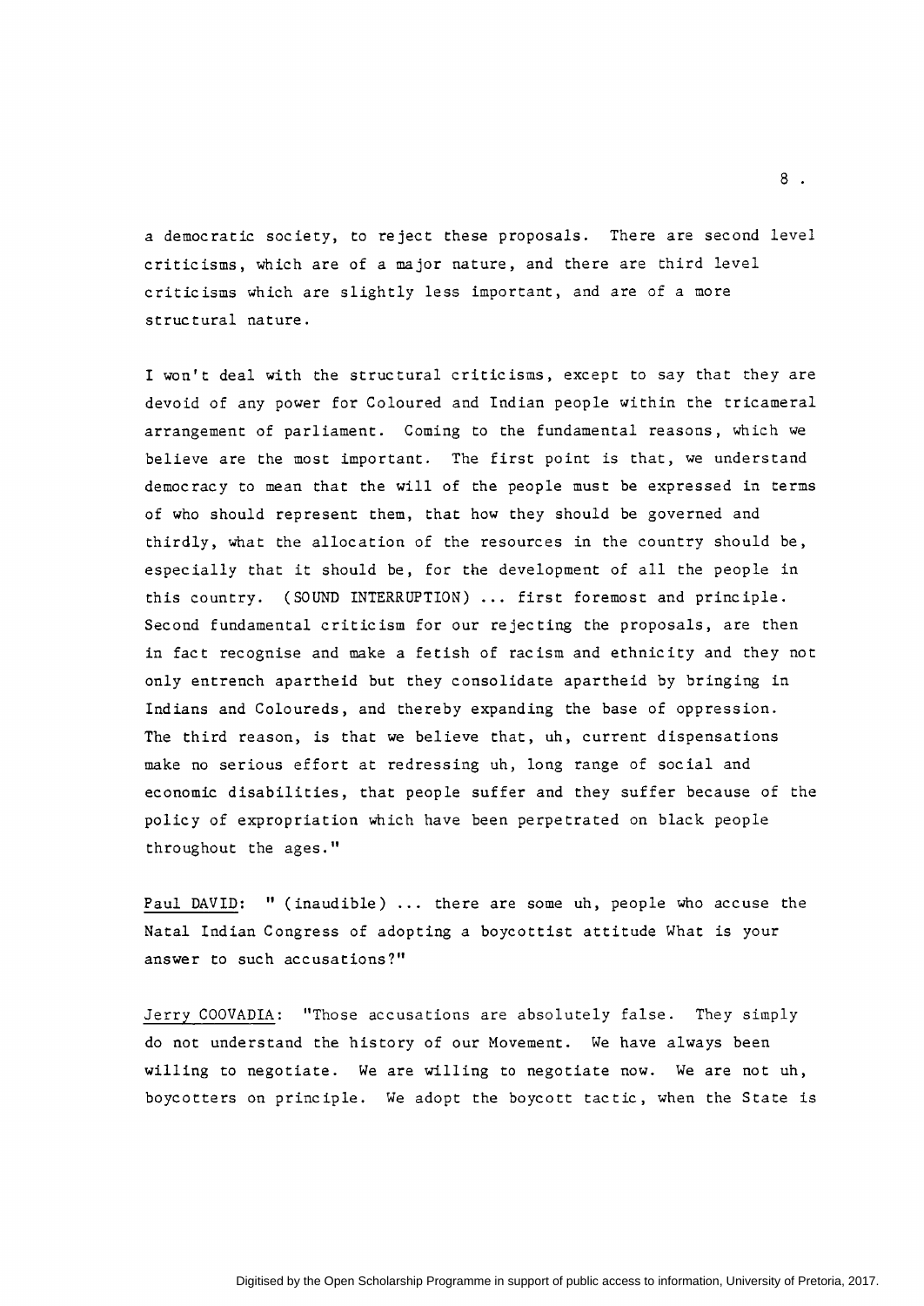a democratic society, to reject these proposals. There are second level criticisms, which are of a major nature, and there are third level criticisms which are slightly less important, and are of a more structural nature.

I won't deal with the structural criticisms, except to say that they are devoid of any power for Coloured and Indian people within the tricameral arrangement of parliament. Coming to the fundamental reasons, which we believe are the most important. The first point is that, we understand democracy to mean that the will of the people must be expressed in terms of who should represent them, that how they should be governed and thirdly, what the allocation of the resources in the country should be, especially that it should be, for the development of all the people in this country. (SOUND INTERRUPTION) ... first foremost and principle. Second fundamental criticism for our rejecting the proposals, are then in fact recognise and make a fetish of racism and ethnicity and they not only entrench apartheid but they consolidate apartheid by bringing in Indians and Coloureds, and thereby expanding the base of oppression. The third reason, is that we believe that, uh, current dispensations make no serious effort at redressing uh, long range of social and economic disabilities, that people suffer and they suffer because of the policy of expropriation which have been perpetrated on black people throughout the ages."

Paul DAVID: " (inaudible) ... there are some uh, people who accuse the Natal Indian Congress of adopting a boycottist attitude What is your answer to such accusations?"

Jerry COOVADIA: "Those accusations are absolutely false. They simply do not understand the history of our Movement. We have always been willing to negotiate. We are willing to negotiate now. We are not uh, boycotters on principle. We adopt the boycott tactic, when the State is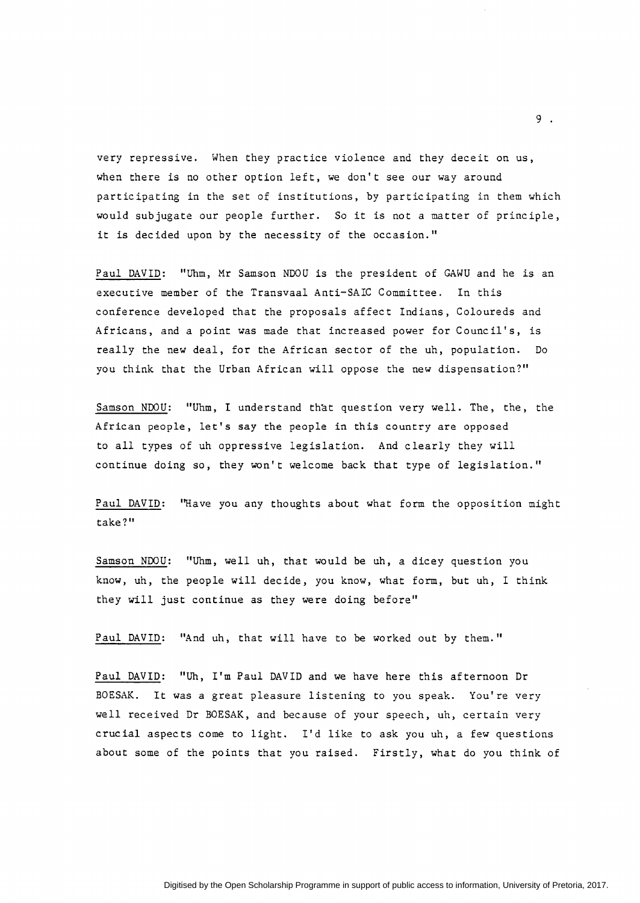very repressive. When they practice violence and they deceit on us, when there is no other option left, we don't see our way around participating in the set of institutions, by participating in them which would subjugate our people further. So it is not a matter of principle, it is decided upon by the necessity of the occasion."

<u>Paul DAVID</u>: "Uhm, Mr Samson NDOU is the president of GAWU and he is an executive member of the Transvaal Anti-SAIC Committee. In this conference developed that the proposals affect Indians, Coloureds and Africans, and a point was made that increased power for Council's, is really the new deal, for the African sector of the uh, population. Do you think that the Urban African will oppose the new dispensation?"

<u>Samson NDOU</u>: "Uhm, I understand that question very well. The, the, the African people, let's say the people in this country are opposed to all types of uh oppressive legislation. And clearly they will continue doing so, they won't welcome back that type of legislation."

<u>Paul DAVID</u>: "Have you any thoughts about what form the opposition might take?"

<u>Samson NDOU</u>: "Uhm, well uh, that would be uh, a dicey question you know, uh, the people will decide, you know, what form, but uh, I think they will just continue as they were doing before"

<u>Paul DAVID</u>: "And uh, that will have to be worked out by them."

<u>Paul DAVID</u>: "Uh, I'm Paul DAVID and we have here this afternoon Dr BOESAK. It was a great pleasure listening to you speak. You're very well received Dr BOESAK, and because of your speech, uh, certain very crucial aspects come to light. I'd like to ask you uh, a few questions about some of the points that you raised. Firstly, what do you think of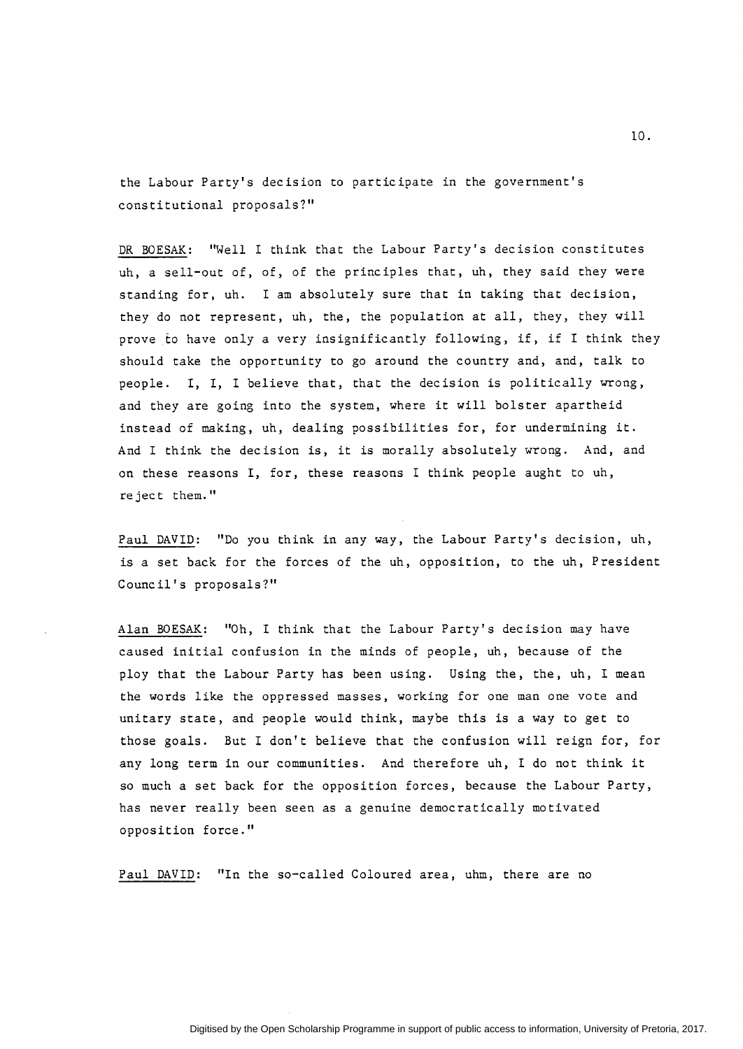the Labour Party's decision to participate in the government's constitutional proposals?"

DR BOESAK: "Well I think that the Labour Party's decision constitutes uh, a sell-out of, of, of the principles that, uh, they said they were standing for, uh. I am absolutely sure that in taking that decision, they do not represent, uh, the, the population at all, they, they will prove to have only a very insignificantly following, if, if I think they should take the opportunity to go around the country and, and, talk to people. I, I, I believe that, that the decision is politically wrong, and they are going into the system, where it will bolster apartheid instead of making, uh, dealing possibilities for, for undermining it. And I think the decision is, it is morally absolutely wrong. And, and on these reasons I, for, these reasons I think people aught to uh, reject them."

Paul DAVID: "Do you think in any way, the Labour Party's decision, uh, is a set back for the forces of the uh, opposition, to the uh, President Council's proposals?"

Alan BOESAK: "Oh, I think that the Labour Party's decision may have caused initial confusion in the minds of people, uh, because of the ploy that the Labour Party has been using. Using the, the, uh, I mean the words like the oppressed masses, working for one man one vote and unitary state, and people would think, maybe this is a way to get to those goals. But I don't believe that the confusion will reign for, for any long term in our communities. And therefore uh, I do not think it so much a set back for the opposition forces, because the Labour Party, has never really been seen as a genuine democratically motivated opposition force."

Paul DAVID: "In the so-called Coloured area, uhm, there are no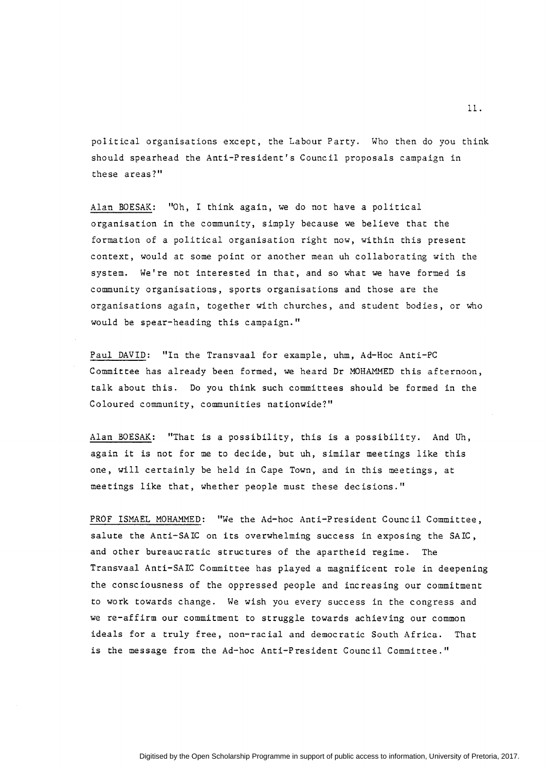political organisations except, the Labour Party. Who then do you think should spearhead the Anti-President's Council proposals campaign in these areas?"

Alan BOESAK: "Oh, I think again, we do not have a political organisation in the community, simply because we believe that the formation of a political organisation right now, within this present context, would at some point or another mean uh collaborating with the system. We're not interested in that, and so what we have formed is community organisations, sports organisations and those are the organisations again, together with churches, and student bodies, or who would be spear-heading this campaign."

Paul DAVID: "In the Transvaal for example, uhm, Ad-Hoc Anti-PC Committee has already been formed, we heard Dr MOHAMMED this afternoon, talk about this. Do you think such committees should be formed in the Coloured community, communities nationwide?"

Alan BOESAK: "That is a possibility, this is a possibility. And Uh, again it is not for me to decide, but uh, similar meetings like this one, will certainly be held in Cape Town, and in this meetings, at meetings like that, whether people must these decisions."

PROF ISMAEL MOHAMMED: "We the Ad-hoc Anti-President Council Committee, salute the Anti-SAIC on its overwhelming success in exposing the SAIC, and other bureaucratic structures of the apartheid regime. The Transvaal Anti-SAIC Committee has played a magnificent role in deepening the consciousness of the oppressed people and increasing our commitment to work towards change. We wish you every success in the congress and we re-affirm our commitment to struggle towards achieving our common ideals for a truly free, non-racial and democratic South Africa. That is the message from the Ad-hoc Anti-President Council Committee."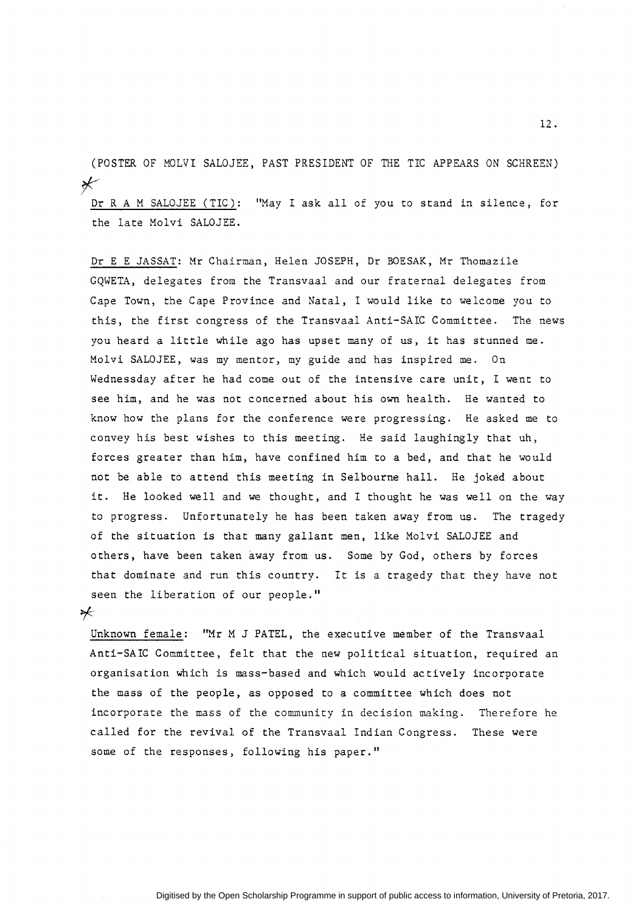(POSTER OF MOLVI SALOJEE, PAST PRESIDENT OF THE TIC APPEARS ON SCHREEN)

*

Dr R A M SALOJEE (TIC): "May I ask all of you to stand in silence, for the late Molvi SALOJEE.

Dr E E JASSAT: Mr Chairman, Helen JOSEPH, Dr BOESAK, Mr Thomazile GQWETA, delegates from the Transvaal and our fraternal delegates from Cape Town, the Cape Province and Natal, I would like to welcome you to this, the first congress of the Transvaal Anti-SAIC Committee. The news you heard a little while ago has upset many of us, it has stunned me. Molvi SALOJEE, was my mentor, my guide and has inspired me. On Wednessday after he had come out of the intensive care unit, I went to see him, and he was not concerned about his own health. He wanted to know how the plans for the conference were progressing. He asked me to convey his best wishes to this meeting. He said laughingly that uh, forces greater than him, have confined him to a bed, and that he would not be able to attend this meeting in Selbourne hall. He joked about it. He looked well and we thought, and I thought he was well on the way to progress. Unfortunately he has been taken away from us. The tragedy of the situation is that many gallant men, like Molvi SALOJEE and others, have been taken away from us. Some by God, others by forces that dominate and run this country. It is a tragedy that they have not seen the liberation of our people."

*

Unknown female: "Mr M J PATEL, the executive member of the Transvaal Anti-SAIC Committee, felt that the new political situation, required an organisation which is mass-based and which would actively incorporate the mass of the people, as opposed to a committee which does not incorporate the mass of the community in decision making. Therefore he called for the revival of the Transvaal Indian Congress. These were some of the responses, following his paper."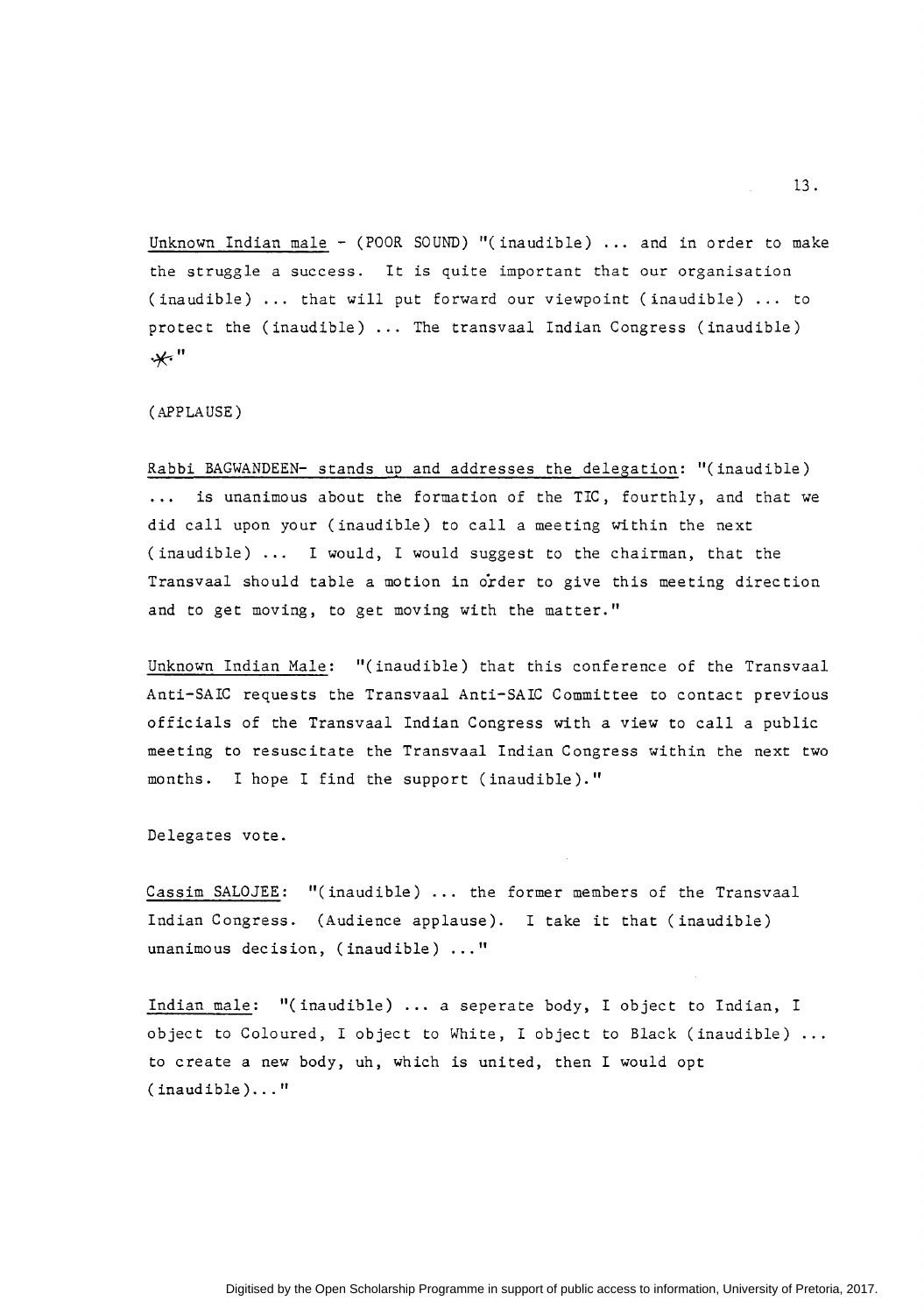Unknown Indian male - (POOR SOUND) "(inaudible) ... and in order to make the struggle a success. It is quite important that our organisation (inaudible) ... that will put forward our viewpoint (inaudible) ... to protect the (inaudible) ... The transvaal Indian Congress (inaudible) *"

(APPLAUSE)

Rabbi BAGWANDEEN- stands up and addresses the delegation: "(inaudible) ... is unanimous about the formation of the TIC, fourthly, and that we did call upon your (inaudible) to call a meeting within the next (inaudible) ... I would, I would suggest to the chairman, that the Transvaal should table a motion in order to give this meeting direction and to get moving, to get moving with the matter."

Unknown Indian Male: "(inaudible) that this conference of the Transvaal Anti-SAIC requests the Transvaal Anti-SAIC Committee to contact previous officials of the Transvaal Indian Congress with a view to call a public meeting to resuscitate the Transvaal Indian Congress within the next two months. I hope I find the support (inaudible)."

Delegates vote.

Cassim SALOJEE: "(inaudible) ... the former members of the Transvaal Indian Congress. (Audience applause). I take it that (inaudible) unanimous decision, (inaudible) ..."

Indian male: "(inaudible) ... a seperate body, I object to Indian, I object to Coloured, I object to White, I object to Black (inaudible) ... to create a new body, uh, which is united, then I would opt (inaudible)..."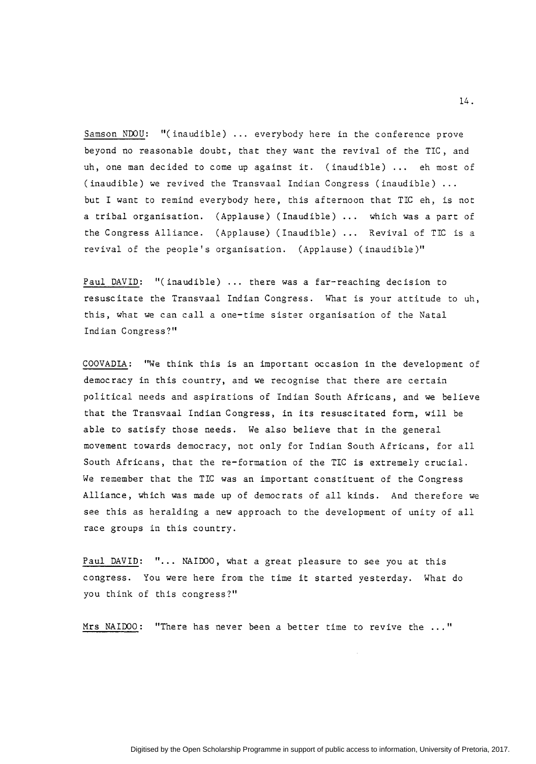Samson NDOU: "(inaudible) ... everybody here in the conference prove beyond no reasonable doubt, that they want the revival of the TIC, and uh, one man decided to come up against it. (inaudible) ... eh most of (inaudible) we revived the Transvaal Indian Congress (inaudible) ... but I want to remind everybody here, this afternoon that TIC eh, is not a tribal organisation. (Applause) (Inaudible) ... which was a part of the Congress Alliance. (Applause) (Inaudible) ... Revival of TIC is a revival of the people's organisation. (Applause) (inaudible)"

Paul DAVID: "(inaudible) ... there was a far-reaching decision to resuscitate the Transvaal Indian Congress. What is your attitude to uh, this, what we can call a one-time sister organisation of the Natal Indian Congress?"

COOVADIA: "We think this is an important occasion in the development of democracy in this country, and we recognise that there are certain political needs and aspirations of Indian South Africans, and we believe that the Transvaal Indian Congress, in its resuscitated form, will be able to satisfy those needs. We also believe that in the general movement towards democracy, not only for Indian South Africans, for all South Africans, that the re-formation of the TIC is extremely crucial. We remember that the TIC was an important constituent of the Congress Alliance, which was made up of democrats of all kinds. And therefore we see this as heralding a new approach to the development of unity of all race groups in this country.

Paul DAVID: "... NAIDOO, what a great pleasure to see you at this congress. You were here from the time it started yesterday. What do you think of this congress?"

Mrs NAIDOO: "There has never been a better time to revive the ..."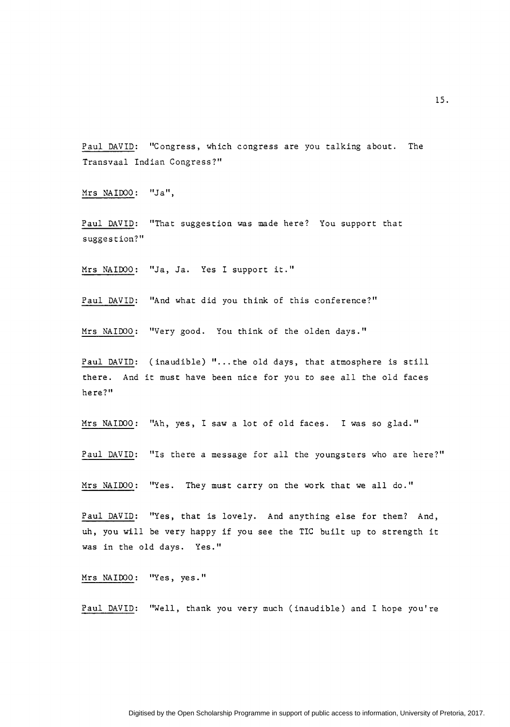<u>Paul DAVID</u>: "Congress, which congress are you talking about. The Transvaal Indian Congress?"

<u>Mrs NAIDOO</u>: "Ja",

<u>Paul DAVID</u>: "That suggestion was made here? You support that suggestion?"

<u>Mrs NAIDOO</u>: "Ja, Ja. Yes I support it."

<u>Paul DAVID</u>: "And what did you think of this conference?"

<u>Mrs NAIDOO</u>: "Very good. You think of the olden days."

<u>Paul DAVID</u>: (inaudible) "...the old days, that atmosphere is still there. And it must have been nice for you to see all the old faces here?"

<u>Mrs NAIDOO</u>: "Ah, yes, I saw a lot of old faces. I was so glad."

<u>Paul DAVID</u>: "Is there a message for all the youngsters who are here?"

<u>Mrs NAIDOO</u>: "Yes. They must carry on the work that we all do."

<u>Paul DAVID</u>: "Yes, that is lovely. And anything else for them? And, uh, you will be very happy if you see the TIC built up to strength it was in the old days. Yes."

<u>Mrs NAIDOO</u>: "Yes, yes."

<u>Paul DAVID</u>: "Well, thank you very much (inaudible) and I hope you're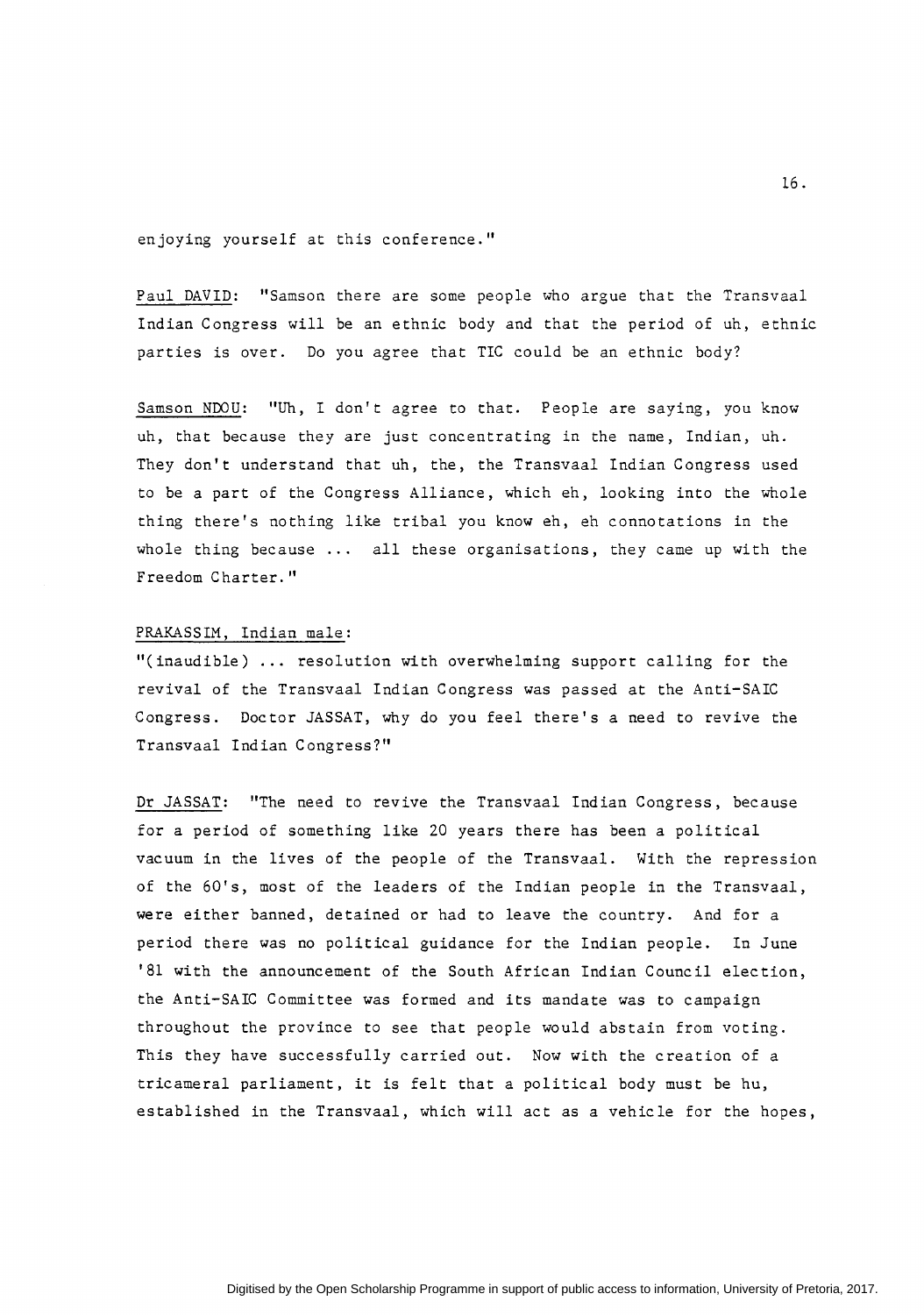enjoying yourself at this conference."

Paul DAVID: "Samson there are some people who argue that the Transvaal Indian Congress will be an ethnic body and that the period of uh, ethnic parties is over. Do you agree that TIC could be an ethnic body?

Samson NDOU: "Uh, I don't agree to that. People are saying, you know uh, that because they are just concentrating in the name, Indian, uh. They don't understand that uh, the, the Transvaal Indian Congress used to be a part of the Congress Alliance, which eh, looking into the whole thing there's nothing like tribal you know eh, eh connotations in the whole thing because ... all these organisations, they came up with the Freedom Charter."

PRAKASSIM, Indian male:
"(inaudible) ... resolution with overwhelming support calling for the revival of the Transvaal Indian Congress was passed at the Anti-SAIC Congress. Doctor JASSAT, why do you feel there's a need to revive the Transvaal Indian Congress?"

Dr JASSAT: "The need to revive the Transvaal Indian Congress, because for a period of something like 20 years there has been a political vacuum in the lives of the people of the Transvaal. With the repression of the 60's, most of the leaders of the Indian people in the Transvaal, were either banned, detained or had to leave the country. And for a period there was no political guidance for the Indian people. In June '81 with the announcement of the South African Indian Council election, the Anti-SAIC Committee was formed and its mandate was to campaign throughout the province to see that people would abstain from voting. This they have successfully carried out. Now with the creation of a tricameral parliament, it is felt that a political body must be hu, established in the Transvaal, which will act as a vehicle for the hopes,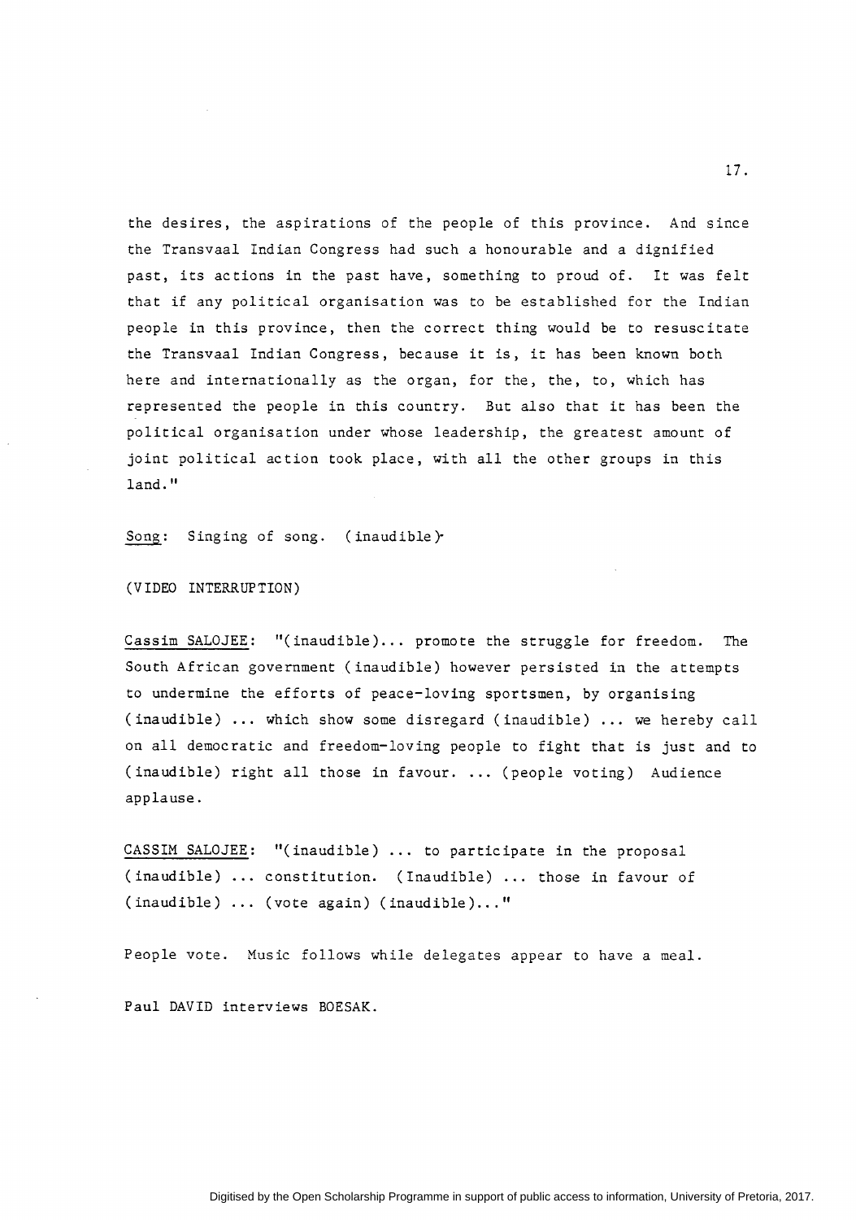the desires, the aspirations of the people of this province. And since the Transvaal Indian Congress had such a honourable and a dignified past, its actions in the past have, something to proud of. It was felt that if any political organisation was to be established for the Indian people in this province, then the correct thing would be to resuscitate the Transvaal Indian Congress, because it is, it has been known both here and internationally as the organ, for the, the, to, which has represented the people in this country. But also that it has been the political organisation under whose leadership, the greatest amount of joint political action took place, with all the other groups in this land."

Song: Singing of song. (inaudible)

(VIDEO INTERRUPTION)

Cassim SALOJEE: "(inaudible)... promote the struggle for freedom. The South African government (inaudible) however persisted in the attempts to undermine the efforts of peace-loving sportsmen, by organising (inaudible) ... which show some disregard (inaudible) ... we hereby call on all democratic and freedom-loving people to fight that is just and to (inaudible) right all those in favour. ... (people voting) Audience applause.

CASSIM SALOJEE: "(inaudible) ... to participate in the proposal (inaudible) ... constitution. (Inaudible) ... those in favour of (inaudible) ... (vote again) (inaudible)..."

People vote. Music follows while delegates appear to have a meal.

Paul DAVID interviews BOESAK.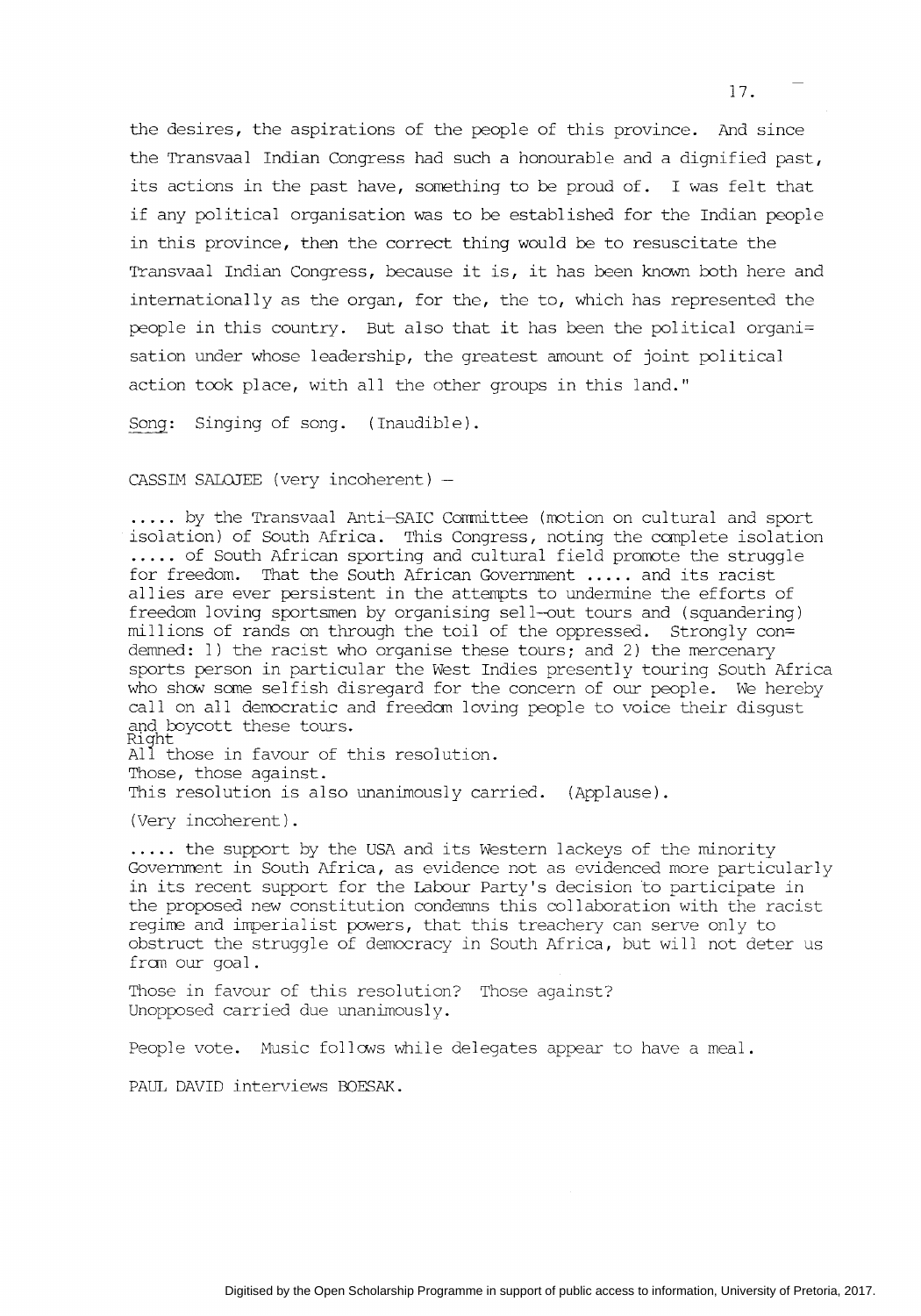the desires, the aspirations of the people of this province. And since the Transvaal Indian Congress had such a honourable and a dignified past, its actions in the past have, something to be proud of. I was felt that if any political organisation was to be established for the Indian people in this province, then the correct thing would be to resuscitate the Transvaal Indian Congress, because it is, it has been known both here and internationally as the organ, for the, the to, which has represented the people in this country. But also that it has been the political organi= sation under whose leadership, the greatest amount of joint political action took place, with all the other groups in this land."

Song: Singing of song. (Inaudible).

CASSIM SALOJEE (very incoherent) –

..... by the Transvaal Anti-SAIC Committee (motion on cultural and sport isolation) of South Africa. This Congress, noting the complete isolation ..... of South African sporting and cultural field promote the struggle for freedom. That the South African Government ..... and its racist allies are ever persistent in the attempts to undermine the efforts of freedom loving sportsmen by organising sell-out tours and (squandering) millions of rands on through the toil of the oppressed. Strongly con= demned: 1) the racist who organise these tours; and 2) the mercenary sports person in particular the West Indies presently touring South Africa who show some selfish disregard for the concern of our people. We hereby call on all democratic and freedom loving people to voice their disgust and boycott these tours.
Right
All those in favour of this resolution.
Those, those against.
This resolution is also unanimously carried. (Applause).

(Very incoherent).

..... the support by the USA and its Western lackeys of the minority Government in South Africa, as evidence not as evidenced more particularly in its recent support for the Labour Party's decision to participate in the proposed new constitution condemns this collaboration with the racist regime and imperialist powers, that this treachery can serve only to obstruct the struggle of democracy in South Africa, but will not deter us from our goal.

Those in favour of this resolution? Those against?
Unopposed carried due unanimously.

People vote. Music follows while delegates appear to have a meal.

PAUL DAVID interviews BOESAK.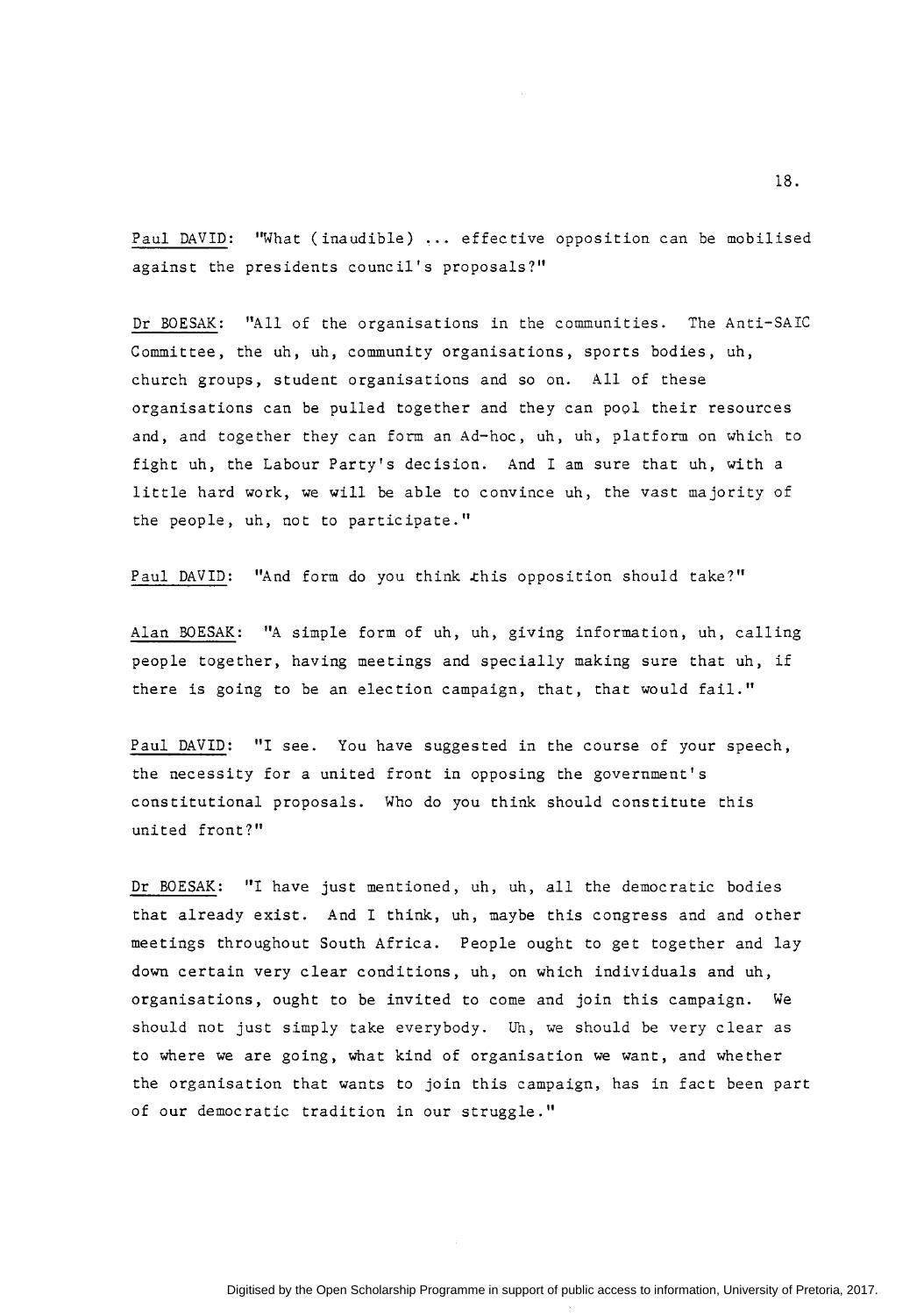Paul DAVID: "What (inaudible) ... effective opposition can be mobilised against the presidents council's proposals?"

Dr BOESAK: "All of the organisations in the communities. The Anti-SAIC Committee, the uh, uh, community organisations, sports bodies, uh, church groups, student organisations and so on. All of these organisations can be pulled together and they can pool their resources and, and together they can form an Ad-hoc, uh, uh, platform on which to fight uh, the Labour Party's decision. And I am sure that uh, with a little hard work, we will be able to convince uh, the vast majority of the people, uh, not to participate."

Paul DAVID: "And form do you think this opposition should take?"

Alan BOESAK: "A simple form of uh, uh, giving information, uh, calling people together, having meetings and specially making sure that uh, if there is going to be an election campaign, that, that would fail."

Paul DAVID: "I see. You have suggested in the course of your speech, the necessity for a united front in opposing the government's constitutional proposals. Who do you think should constitute this united front?"

Dr BOESAK: "I have just mentioned, uh, uh, all the democratic bodies that already exist. And I think, uh, maybe this congress and and other meetings throughout South Africa. People ought to get together and lay down certain very clear conditions, uh, on which individuals and uh, organisations, ought to be invited to come and join this campaign. We should not just simply take everybody. Uh, we should be very clear as to where we are going, what kind of organisation we want, and whether the organisation that wants to join this campaign, has in fact been part of our democratic tradition in our struggle."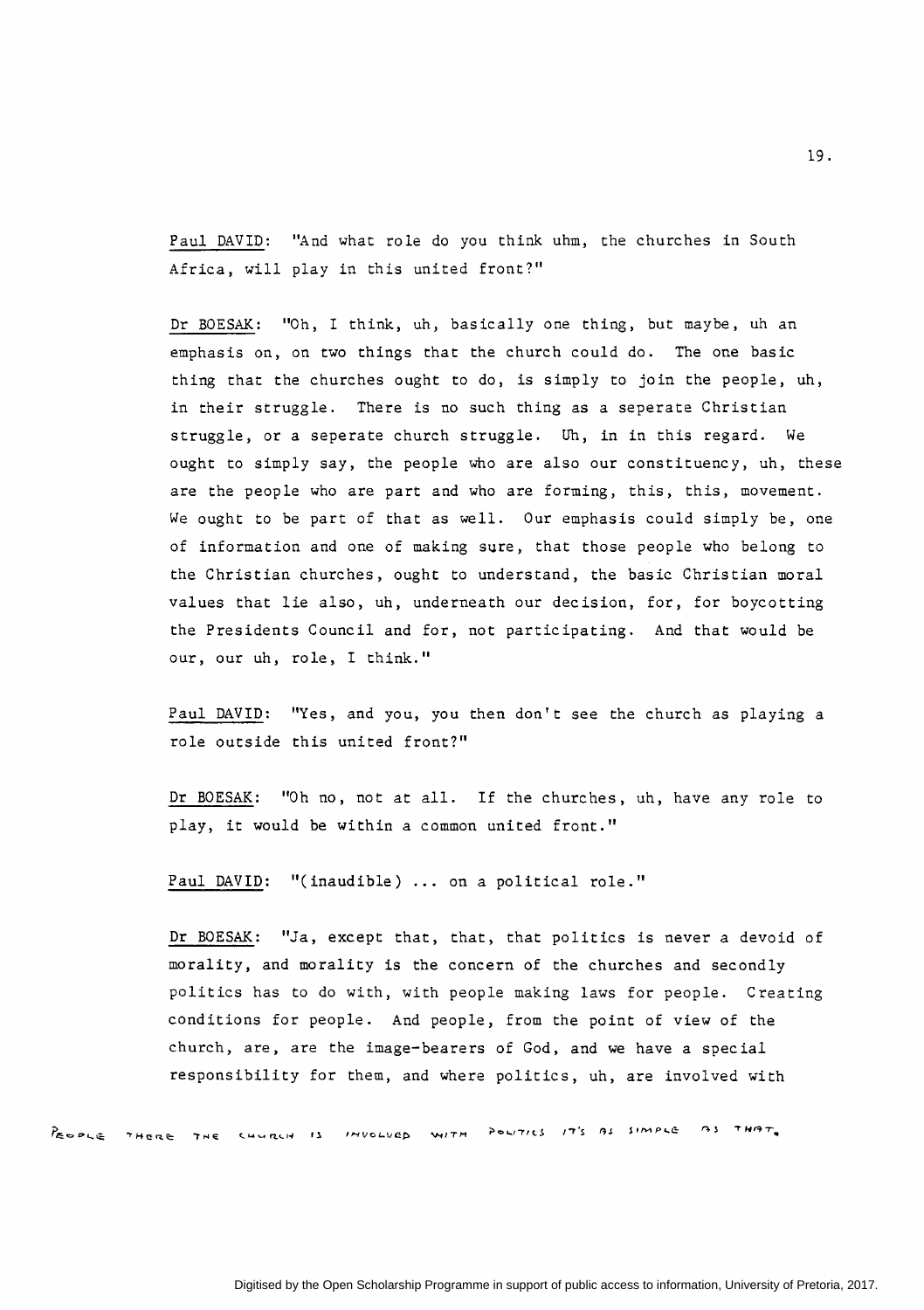Paul DAVID: "And what role do you think uhm, the churches in South Africa, will play in this united front?"

Dr BOESAK: "Oh, I think, uh, basically one thing, but maybe, uh an emphasis on, on two things that the church could do. The one basic thing that the churches ought to do, is simply to join the people, uh, in their struggle. There is no such thing as a seperate Christian struggle, or a seperate church struggle. Uh, in in this regard. We ought to simply say, the people who are also our constituency, uh, these are the people who are part and who are forming, this, this, movement. We ought to be part of that as well. Our emphasis could simply be, one of information and one of making sure, that those people who belong to the Christian churches, ought to understand, the basic Christian moral values that lie also, uh, underneath our decision, for, for boycotting the Presidents Council and for, not participating. And that would be our, our uh, role, I think."

Paul DAVID: "Yes, and you, you then don't see the church as playing a role outside this united front?"

Dr BOESAK: "Oh no, not at all. If the churches, uh, have any role to play, it would be within a common united front."

Paul DAVID: "(inaudible) ... on a political role."

Dr BOESAK: "Ja, except that, that, that politics is never a devoid of morality, and morality is the concern of the churches and secondly politics has to do with, with people making laws for people. Creating conditions for people. And people, from the point of view of the church, are, are the image-bearers of God, and we have a special responsibility for them, and where politics, uh, are involved with

PEOPLE THERE THE CHURCH IS INVOLVED WITH POLITICS IT'S AS SIMPLE AS THAT.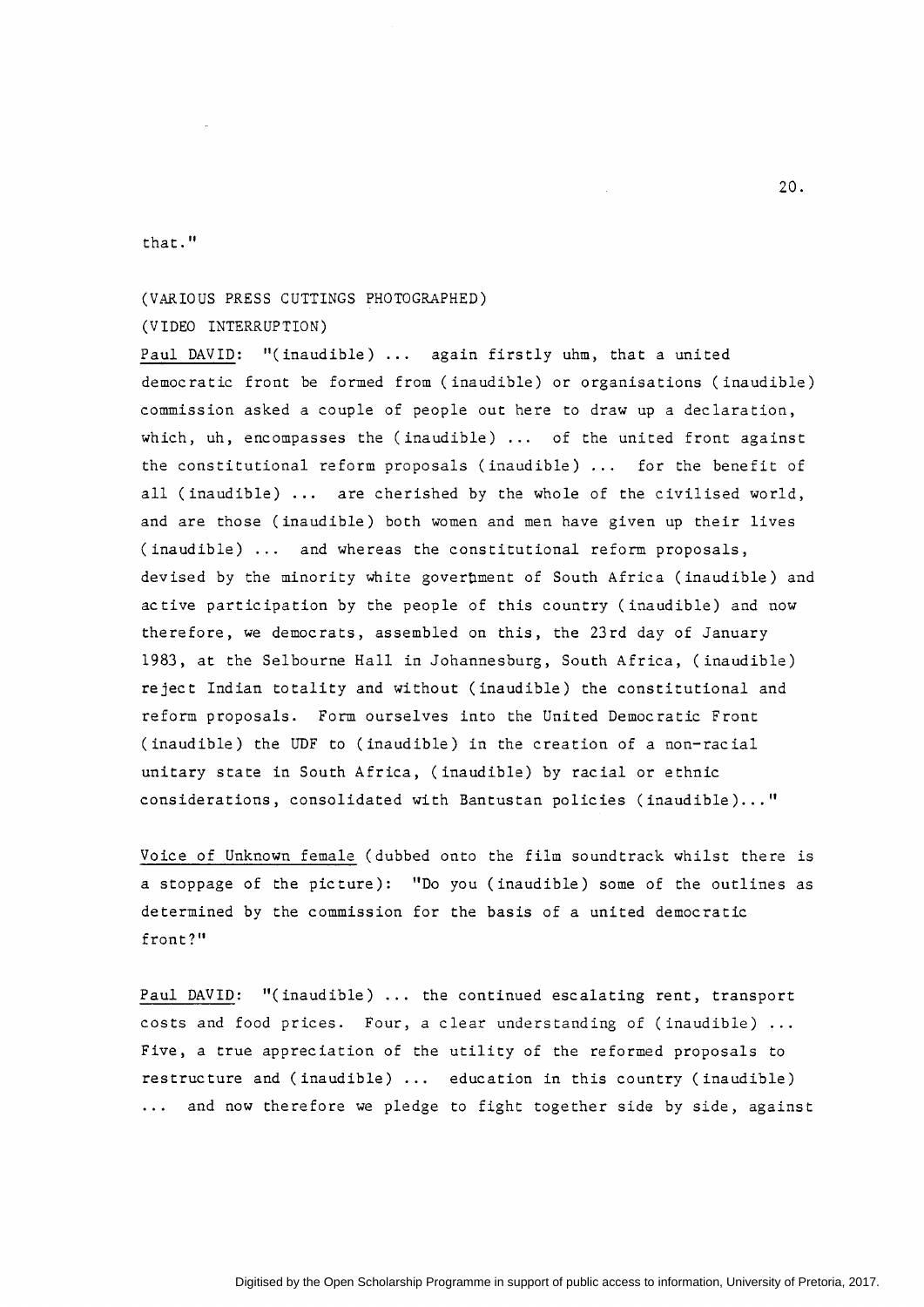that."

(VARIOUS PRESS CUTTINGS PHOTOGRAPHED)

(VIDEO INTERRUPTION)

Paul DAVID: "(inaudible) ... again firstly uhm, that a united democratic front be formed from (inaudible) or organisations (inaudible) commission asked a couple of people out here to draw up a declaration, which, uh, encompasses the (inaudible) ... of the united front against the constitutional reform proposals (inaudible) ... for the benefit of all (inaudible) ... are cherished by the whole of the civilised world, and are those (inaudible) both women and men have given up their lives (inaudible) ... and whereas the constitutional reform proposals, devised by the minority white government of South Africa (inaudible) and active participation by the people of this country (inaudible) and now therefore, we democrats, assembled on this, the 23rd day of January 1983, at the Selbourne Hall in Johannesburg, South Africa, (inaudible) reject Indian totality and without (inaudible) the constitutional and reform proposals. Form ourselves into the United Democratic Front (inaudible) the UDF to (inaudible) in the creation of a non-racial unitary state in South Africa, (inaudible) by racial or ethnic considerations, consolidated with Bantustan policies (inaudible)..."

Voice of Unknown female (dubbed onto the film soundtrack whilst there is a stoppage of the picture): "Do you (inaudible) some of the outlines as determined by the commission for the basis of a united democratic front?"

Paul DAVID: "(inaudible) ... the continued escalating rent, transport costs and food prices. Four, a clear understanding of (inaudible) ... Five, a true appreciation of the utility of the reformed proposals to restructure and (inaudible) ... education in this country (inaudible) ... and now therefore we pledge to fight together side by side, against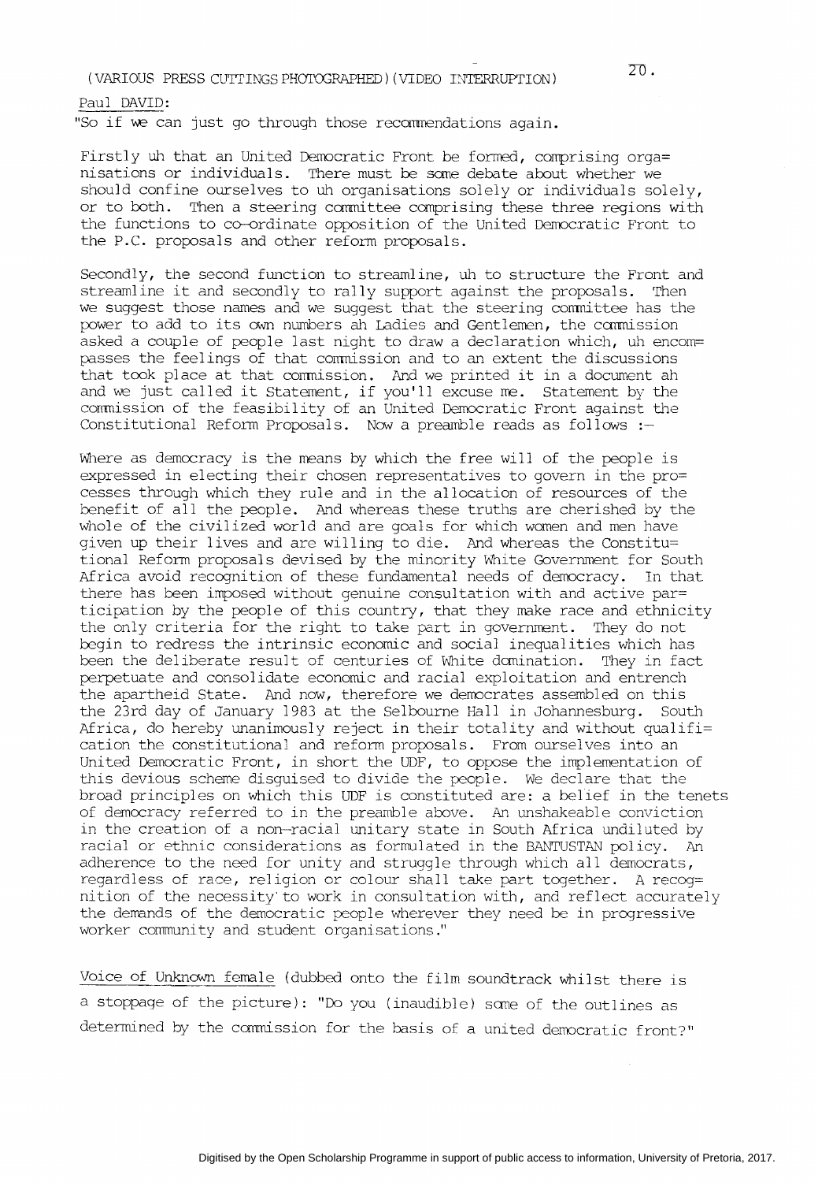(VARIOUS PRESS CUTTINGS PHOTOGRAPHED)(VIDEO INTERRUPTION)

Paul DAVID:

"So if we can just go through those recommendations again.

Firstly uh that an United Democratic Front be formed, comprising orga= nisations or individuals. There must be some debate about whether we should confine ourselves to uh organisations solely or individuals solely, or to both. Then a steering committee comprising these three regions with the functions to co-ordinate opposition of the United Democratic Front to the P.C. proposals and other reform proposals.

Secondly, the second function to streamline, uh to structure the Front and streamline it and secondly to rally support against the proposals. Then we suggest those names and we suggest that the steering committee has the power to add to its own numbers ah Ladies and Gentlemen, the commission asked a couple of people last night to draw a declaration which, uh encom= passes the feelings of that commission and to an extent the discussions that took place at that commission. And we printed it in a document ah and we just called it Statement, if you'll excuse me. Statement by the commission of the feasibility of an United Democratic Front against the Constitutional Reform Proposals. Now a preamble reads as follows :-

Where as democracy is the means by which the free will of the people is expressed in electing their chosen representatives to govern in the pro= cesses through which they rule and in the allocation of resources of the benefit of all the people. And whereas these truths are cherished by the whole of the civilized world and are goals for which women and men have given up their lives and are willing to die. And whereas the Constitu= tional Reform proposals devised by the minority White Government for South Africa avoid recognition of these fundamental needs of democracy. In that there has been imposed without genuine consultation with and active par= ticipation by the people of this country, that they make race and ethnicity the only criteria for the right to take part in government. They do not begin to redress the intrinsic economic and social inequalities which has been the deliberate result of centuries of White domination. They in fact perpetuate and consolidate economic and racial exploitation and entrench the apartheid State. And now, therefore we democrats assembled on this the 23rd day of January 1983 at the Selbourne Hall in Johannesburg. South Africa, do hereby unanimously reject in their totality and without qualifi= cation the constitutional and reform proposals. From ourselves into an United Democratic Front, in short the UDF, to oppose the implementation of this devious scheme disguised to divide the people. We declare that the broad principles on which this UDF is constituted are: a belief in the tenets of democracy referred to in the preamble above. An unshakeable conviction in the creation of a non-racial unitary state in South Africa undiluted by racial or ethnic considerations as formulated in the BANTUSTAN policy. An adherence to the need for unity and struggle through which all democrats, regardless of race, religion or colour shall take part together. A recog= nition of the necessity to work in consultation with, and reflect accurately the demands of the democratic people wherever they need be in progressive worker community and student organisations."

Voice of Unknown female (dubbed onto the film soundtrack whilst there is a stoppage of the picture): "Do you (inaudible) some of the outlines as determined by the commission for the basis of a united democratic front?"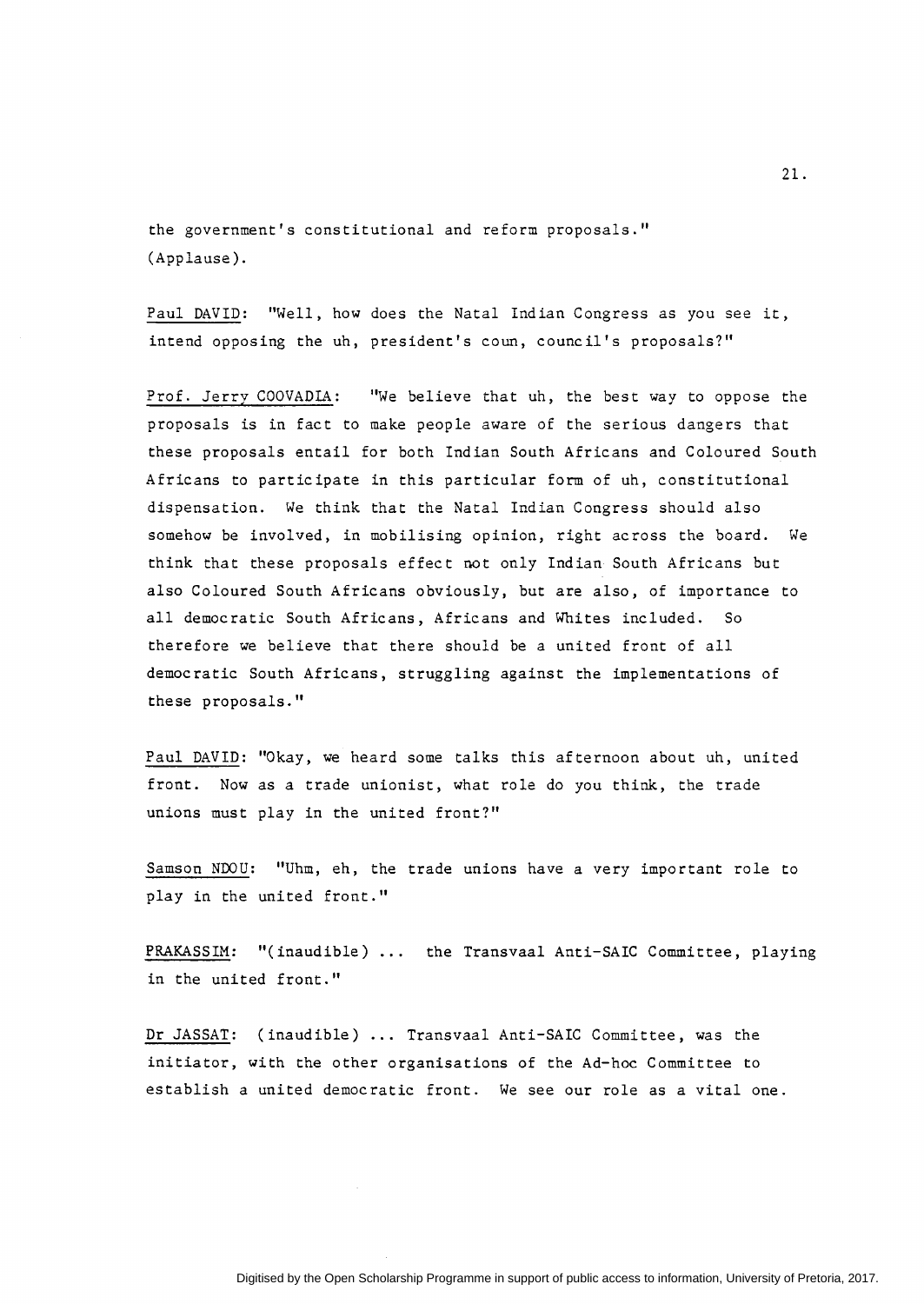the government's constitutional and reform proposals." (Applause).

Paul DAVID: "Well, how does the Natal Indian Congress as you see it, intend opposing the uh, president's coun, council's proposals?"

Prof. Jerry COOVADIA: "We believe that uh, the best way to oppose the proposals is in fact to make people aware of the serious dangers that these proposals entail for both Indian South Africans and Coloured South Africans to participate in this particular form of uh, constitutional dispensation. We think that the Natal Indian Congress should also somehow be involved, in mobilising opinion, right across the board. We think that these proposals effect not only Indian South Africans but also Coloured South Africans obviously, but are also, of importance to all democratic South Africans, Africans and Whites included. So therefore we believe that there should be a united front of all democratic South Africans, struggling against the implementations of these proposals."

Paul DAVID: "Okay, we heard some talks this afternoon about uh, united front. Now as a trade unionist, what role do you think, the trade unions must play in the united front?"

Samson NDOU: "Uhm, eh, the trade unions have a very important role to play in the united front."

PRAKASSIM: "(inaudible) ... the Transvaal Anti-SAIC Committee, playing in the united front."

Dr JASSAT: (inaudible) ... Transvaal Anti-SAIC Committee, was the initiator, with the other organisations of the Ad-hoc Committee to establish a united democratic front. We see our role as a vital one.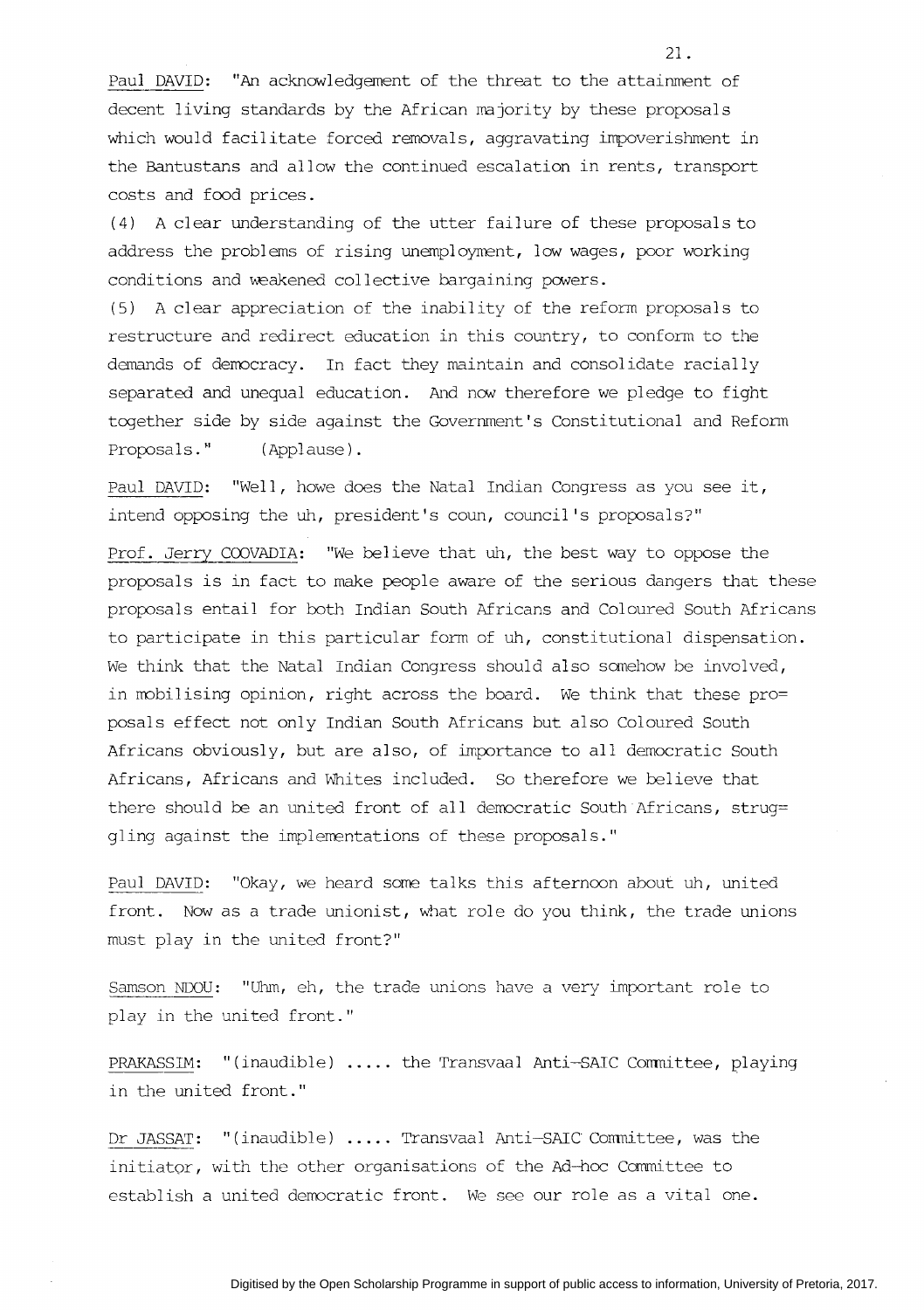Paul DAVID: "An acknowledgement of the threat to the attainment of decent living standards by the African majority by these proposals which would facilitate forced removals, aggravating impoverishment in the Bantustans and allow the continued escalation in rents, transport costs and food prices.

(4) A clear understanding of the utter failure of these proposals to address the problems of rising unemployment, low wages, poor working conditions and weakened collective bargaining powers.

(5) A clear appreciation of the inability of the reform proposals to restructure and redirect education in this country, to conform to the demands of democracy. In fact they maintain and consolidate racially separated and unequal education. And now therefore we pledge to fight together side by side against the Government's Constitutional and Reform Proposals." (Applause).

Paul DAVID: "Well, howe does the Natal Indian Congress as you see it, intend opposing the uh, president's coun, council's proposals?"

Prof. Jerry COOVADIA: "We believe that uh, the best way to oppose the proposals is in fact to make people aware of the serious dangers that these proposals entail for both Indian South Africans and Coloured South Africans to participate in this particular form of uh, constitutional dispensation. We think that the Natal Indian Congress should also somehow be involved, in mobilising opinion, right across the board. We think that these pro= posals effect not only Indian South Africans but also Coloured South Africans obviously, but are also, of importance to all democratic South Africans, Africans and Whites included. So therefore we believe that there should be an united front of all democratic South Africans, strug= gling against the implementations of these proposals."

Paul DAVID: "Okay, we heard some talks this afternoon about uh, united front. Now as a trade unionist, what role do you think, the trade unions must play in the united front?"

Samson NDOU: "Uhm, eh, the trade unions have a very important role to play in the united front."

PRAKASSIM: "(inaudible) ..... the Transvaal Anti-SAIC Committee, playing in the united front."

Dr JASSAT: "(inaudible) ..... Transvaal Anti-SAIC Committee, was the initiator, with the other organisations of the Ad-hoc Committee to establish a united democratic front. We see our role as a vital one.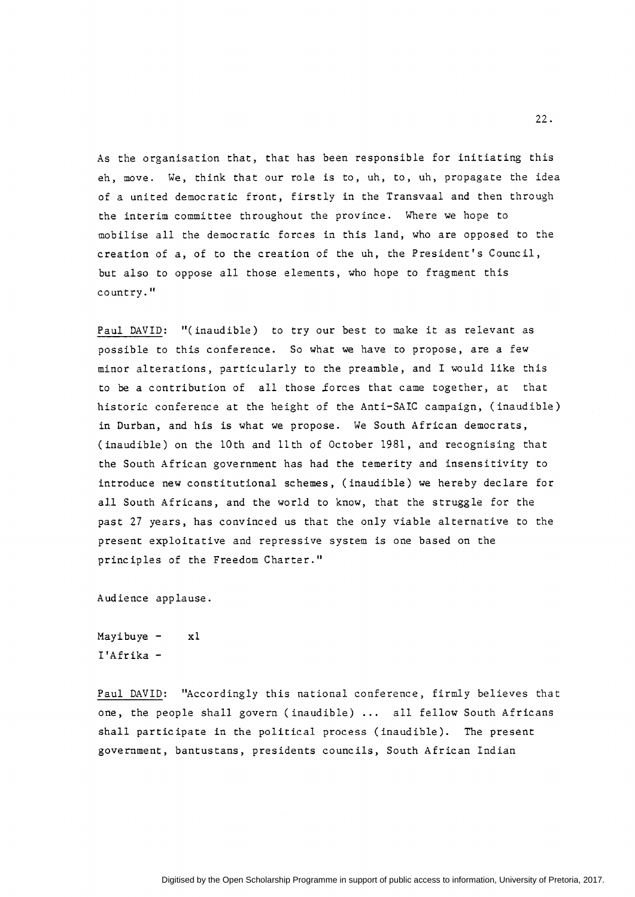As the organisation that, that has been responsible for initiating this eh, move. We, think that our role is to, uh, to, uh, propagate the idea of a united democratic front, firstly in the Transvaal and then through the interim committee throughout the province. Where we hope to mobilise all the democratic forces in this land, who are opposed to the creation of a, of to the creation of the uh, the President's Council, but also to oppose all those elements, who hope to fragment this country."

Paul DAVID: "(inaudible) to try our best to make it as relevant as possible to this conference. So what we have to propose, are a few minor alterations, particularly to the preamble, and I would like this to be a contribution of all those forces that came together, at that historic conference at the height of the Anti-SAIC campaign, (inaudible) in Durban, and his is what we propose. We South African democrats, (inaudible) on the 10th and 11th of October 1981, and recognising that the South African government has had the temerity and insensitivity to introduce new constitutional schemes, (inaudible) we hereby declare for all South Africans, and the world to know, that the struggle for the past 27 years, has convinced us that the only viable alternative to the present exploitative and repressive system is one based on the principles of the Freedom Charter."

Audience applause.

Mayibuye - x1
I'Afrika -

Paul DAVID: "Accordingly this national conference, firmly believes that one, the people shall govern (inaudible) ... all fellow South Africans shall participate in the political process (inaudible). The present government, bantustans, presidents councils, South African Indian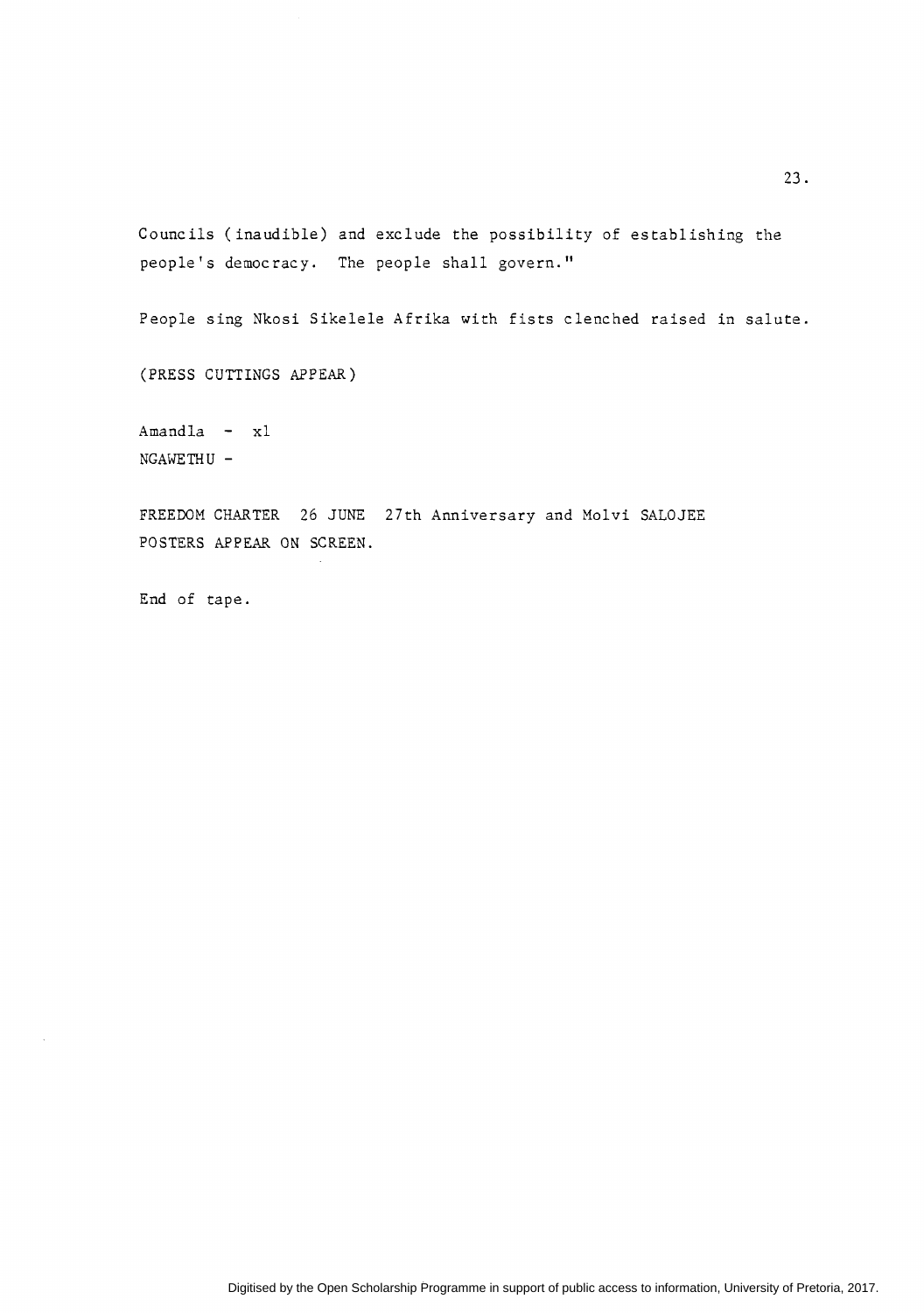Councils (inaudible) and exclude the possibility of establishing the people's democracy. The people shall govern."

People sing Nkosi Sikelele Afrika with fists clenched raised in salute.

(PRESS CUTTINGS APPEAR)

Amandla - x1
NGAWETHU -

FREEDOM CHARTER 26 JUNE 27th Anniversary and Molvi SALOJEE POSTERS APPEAR ON SCREEN.

End of tape.

Digitised by the Open Scholarship Programme in support of public access to information, University of Pretoria, 2017.